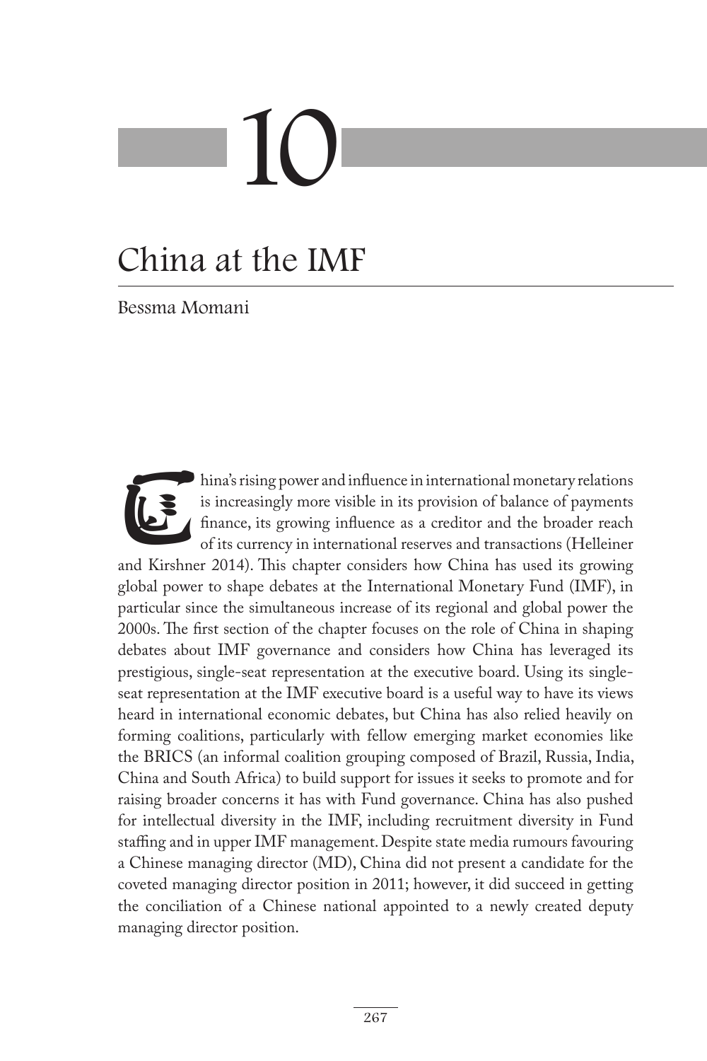# 10

# China at the IMF

Bessma Momani

China's rising power and influence in international monetary relations is increasingly more visible in its provision of balance of payments finance, its growing influence as a creditor and the broader reach of its currency in international reserves and transactions (Helleiner and Kirshner 2014). This chapter considers how China has used its growing global power to shape debates at the International Monetary Fund (IMF), in particular since the simultaneous increase of its regional and global power the 2000s. The first section of the chapter focuses on the role of China in shaping debates about IMF governance and considers how China has leveraged its prestigious, single-seat representation at the executive board. Using its single-seat representation at the IMF executive board is a useful way to have its views heard in international economic debates, but China has also relied heavily on forming coalitions, particularly with fellow emerging market economies like the BRICS (an informal coalition grouping composed of Brazil, Russia, India, China and South Africa) to build support for issues it seeks to promote and for raising broader concerns it has with Fund governance. China has also pushed for intellectual diversity in the IMF, including recruitment diversity in Fund staffing and in upper IMF management. Despite state media rumours favouring a Chinese managing director (MD), China did not present a candidate for the coveted managing director position in 2011; however, it did succeed in getting the conciliation of a Chinese national appointed to a newly created deputy managing director position.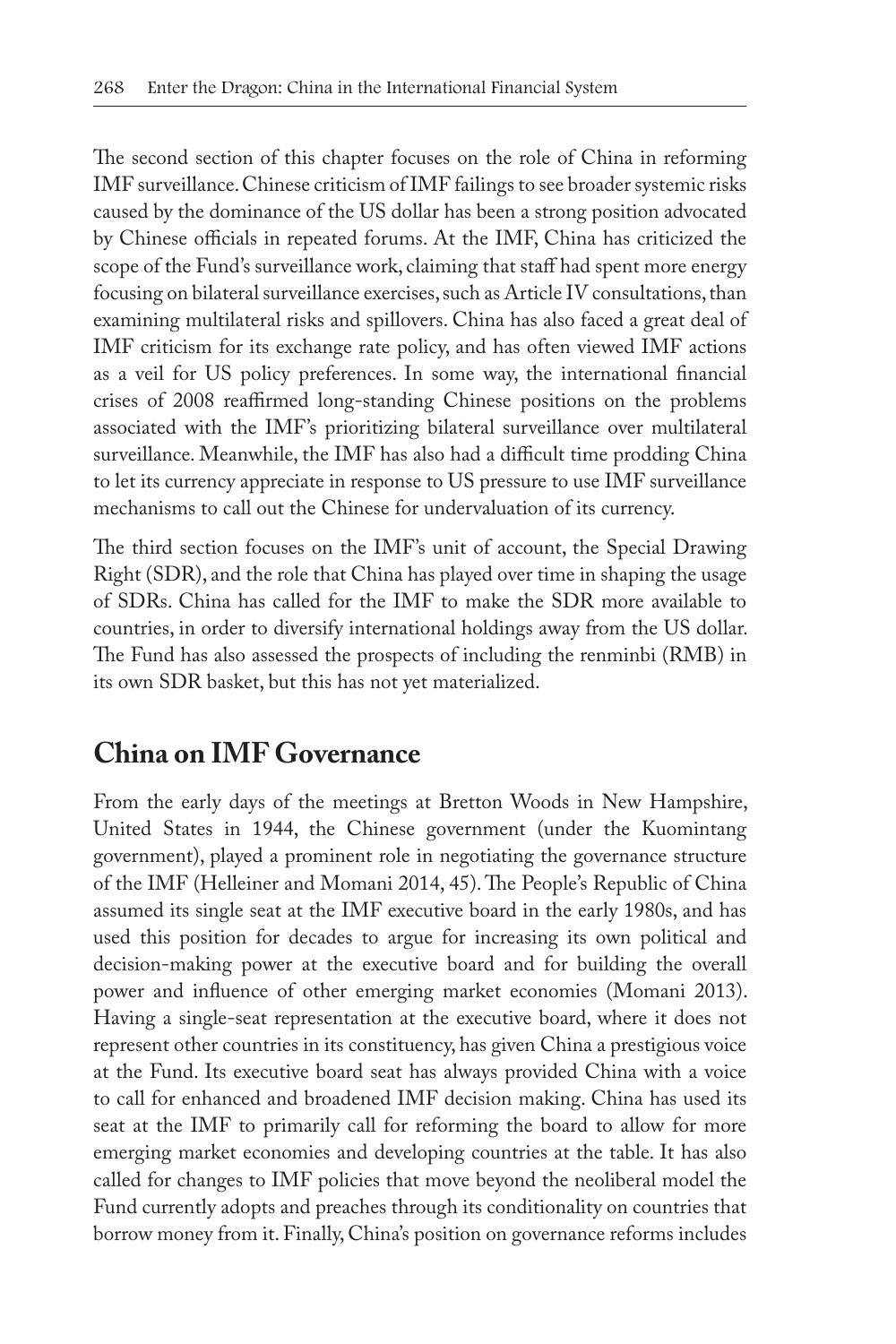The second section of this chapter focuses on the role of China in reforming IMF surveillance. Chinese criticism of IMF failings to see broader systemic risks caused by the dominance of the US dollar has been a strong position advocated by Chinese officials in repeated forums. At the IMF, China has criticized the scope of the Fund's surveillance work, claiming that staff had spent more energy focusing on bilateral surveillance exercises, such as Article IV consultations, than examining multilateral risks and spillovers. China has also faced a great deal of IMF criticism for its exchange rate policy, and has often viewed IMF actions as a veil for US policy preferences. In some way, the international financial crises of 2008 reaffirmed long-standing Chinese positions on the problems associated with the IMF's prioritizing bilateral surveillance over multilateral surveillance. Meanwhile, the IMF has also had a difficult time prodding China to let its currency appreciate in response to US pressure to use IMF surveillance mechanisms to call out the Chinese for undervaluation of its currency.

The third section focuses on the IMF's unit of account, the Special Drawing Right (SDR), and the role that China has played over time in shaping the usage of SDRs. China has called for the IMF to make the SDR more available to countries, in order to diversify international holdings away from the US dollar. The Fund has also assessed the prospects of including the renminbi (RMB) in its own SDR basket, but this has not yet materialized.

## China on IMF Governance

From the early days of the meetings at Bretton Woods in New Hampshire, United States in 1944, the Chinese government (under the Kuomintang government), played a prominent role in negotiating the governance structure of the IMF (Helleiner and Momani 2014, 45). The People's Republic of China assumed its single seat at the IMF executive board in the early 1980s, and has used this position for decades to argue for increasing its own political and decision-making power at the executive board and for building the overall power and influence of other emerging market economies (Momani 2013). Having a single-seat representation at the executive board, where it does not represent other countries in its constituency, has given China a prestigious voice at the Fund. Its executive board seat has always provided China with a voice to call for enhanced and broadened IMF decision making. China has used its seat at the IMF to primarily call for reforming the board to allow for more emerging market economies and developing countries at the table. It has also called for changes to IMF policies that move beyond the neoliberal model the Fund currently adopts and preaches through its conditionality on countries that borrow money from it. Finally, China's position on governance reforms includes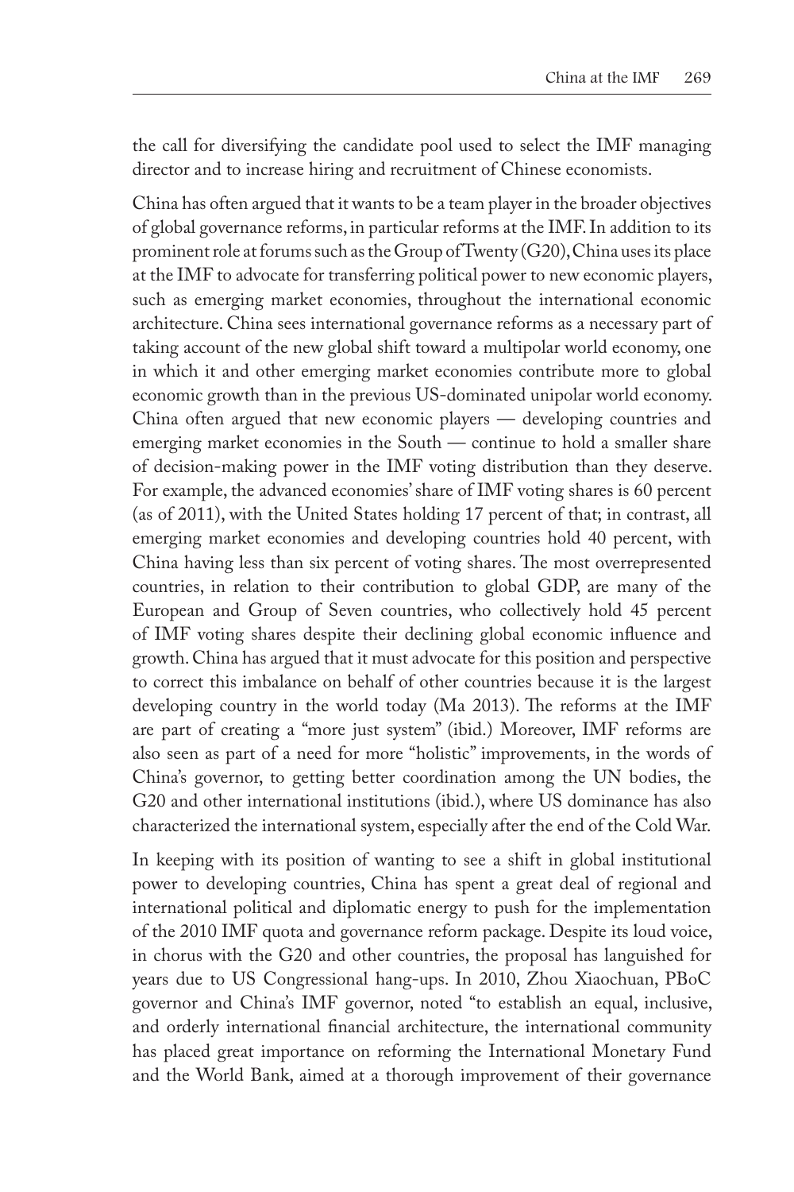the call for diversifying the candidate pool used to select the IMF managing director and to increase hiring and recruitment of Chinese economists.

China has often argued that it wants to be a team player in the broader objectives of global governance reforms, in particular reforms at the IMF. In addition to its prominent role at forums such as the Group of Twenty (G20), China uses its place at the IMF to advocate for transferring political power to new economic players, such as emerging market economies, throughout the international economic architecture. China sees international governance reforms as a necessary part of taking account of the new global shift toward a multipolar world economy, one in which it and other emerging market economies contribute more to global economic growth than in the previous US-dominated unipolar world economy. China often argued that new economic players — developing countries and emerging market economies in the South — continue to hold a smaller share of decision-making power in the IMF voting distribution than they deserve. For example, the advanced economies' share of IMF voting shares is 60 percent (as of 2011), with the United States holding 17 percent of that; in contrast, all emerging market economies and developing countries hold 40 percent, with China having less than six percent of voting shares. The most overrepresented countries, in relation to their contribution to global GDP, are many of the European and Group of Seven countries, who collectively hold 45 percent of IMF voting shares despite their declining global economic influence and growth. China has argued that it must advocate for this position and perspective to correct this imbalance on behalf of other countries because it is the largest developing country in the world today (Ma 2013). The reforms at the IMF are part of creating a "more just system" (ibid.) Moreover, IMF reforms are also seen as part of a need for more "holistic" improvements, in the words of China's governor, to getting better coordination among the UN bodies, the G20 and other international institutions (ibid.), where US dominance has also characterized the international system, especially after the end of the Cold War.

In keeping with its position of wanting to see a shift in global institutional power to developing countries, China has spent a great deal of regional and international political and diplomatic energy to push for the implementation of the 2010 IMF quota and governance reform package. Despite its loud voice, in chorus with the G20 and other countries, the proposal has languished for years due to US Congressional hang-ups. In 2010, Zhou Xiaochuan, PBoC governor and China's IMF governor, noted "to establish an equal, inclusive, and orderly international financial architecture, the international community has placed great importance on reforming the International Monetary Fund and the World Bank, aimed at a thorough improvement of their governance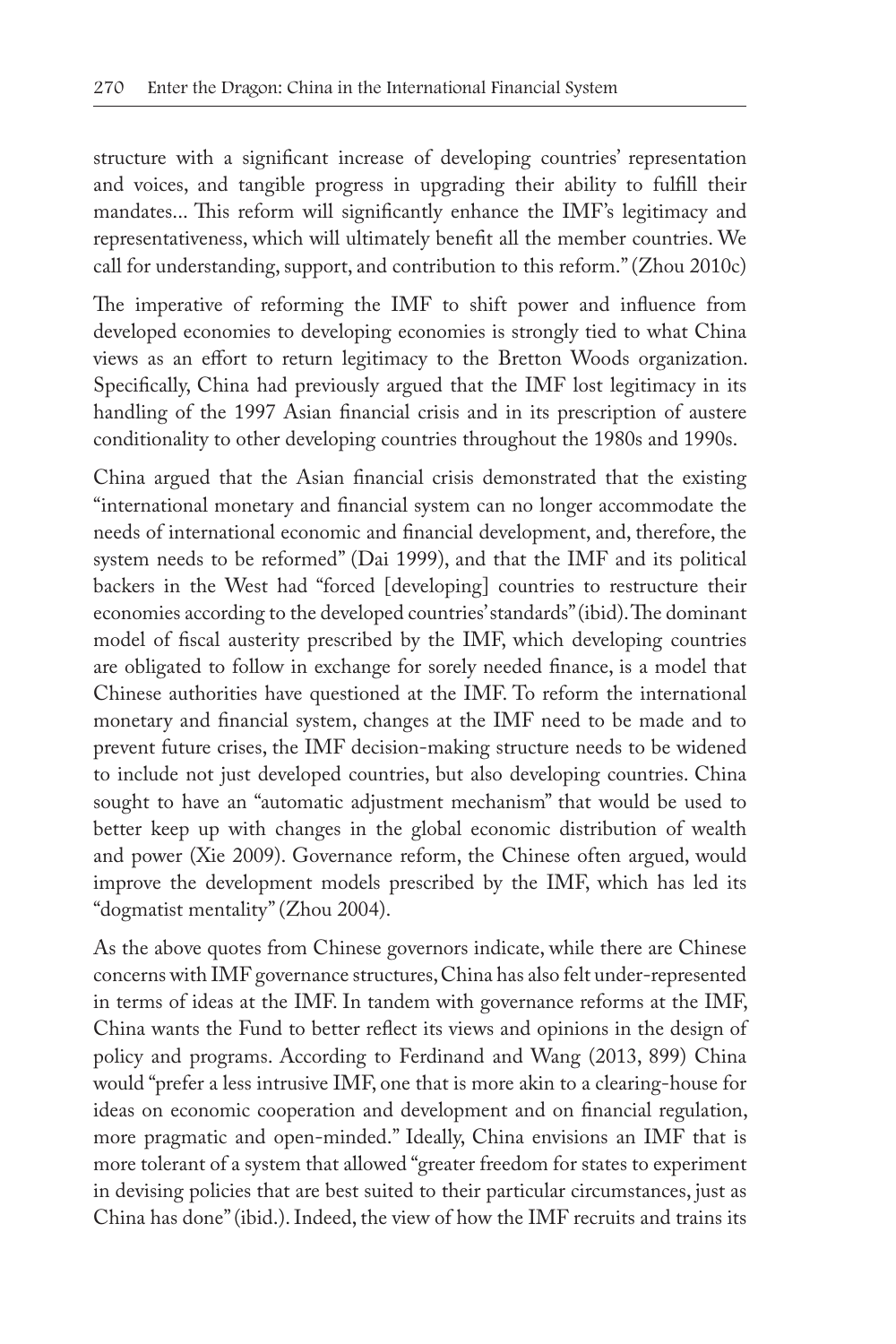structure with a significant increase of developing countries' representation and voices, and tangible progress in upgrading their ability to fulfill their mandates... This reform will significantly enhance the IMF's legitimacy and representativeness, which will ultimately benefit all the member countries. We call for understanding, support, and contribution to this reform." (Zhou 2010c)

The imperative of reforming the IMF to shift power and influence from developed economies to developing economies is strongly tied to what China views as an effort to return legitimacy to the Bretton Woods organization. Specifically, China had previously argued that the IMF lost legitimacy in its handling of the 1997 Asian financial crisis and in its prescription of austere conditionality to other developing countries throughout the 1980s and 1990s.

China argued that the Asian financial crisis demonstrated that the existing "international monetary and financial system can no longer accommodate the needs of international economic and financial development, and, therefore, the system needs to be reformed" (Dai 1999), and that the IMF and its political backers in the West had "forced [developing] countries to restructure their economies according to the developed countries' standards" (ibid). The dominant model of fiscal austerity prescribed by the IMF, which developing countries are obligated to follow in exchange for sorely needed finance, is a model that Chinese authorities have questioned at the IMF. To reform the international monetary and financial system, changes at the IMF need to be made and to prevent future crises, the IMF decision-making structure needs to be widened to include not just developed countries, but also developing countries. China sought to have an "automatic adjustment mechanism" that would be used to better keep up with changes in the global economic distribution of wealth and power (Xie 2009). Governance reform, the Chinese often argued, would improve the development models prescribed by the IMF, which has led its "dogmatist mentality" (Zhou 2004).

As the above quotes from Chinese governors indicate, while there are Chinese concerns with IMF governance structures, China has also felt under-represented in terms of ideas at the IMF. In tandem with governance reforms at the IMF, China wants the Fund to better reflect its views and opinions in the design of policy and programs. According to Ferdinand and Wang (2013, 899) China would "prefer a less intrusive IMF, one that is more akin to a clearing-house for ideas on economic cooperation and development and on financial regulation, more pragmatic and open-minded." Ideally, China envisions an IMF that is more tolerant of a system that allowed "greater freedom for states to experiment in devising policies that are best suited to their particular circumstances, just as China has done" (ibid.). Indeed, the view of how the IMF recruits and trains its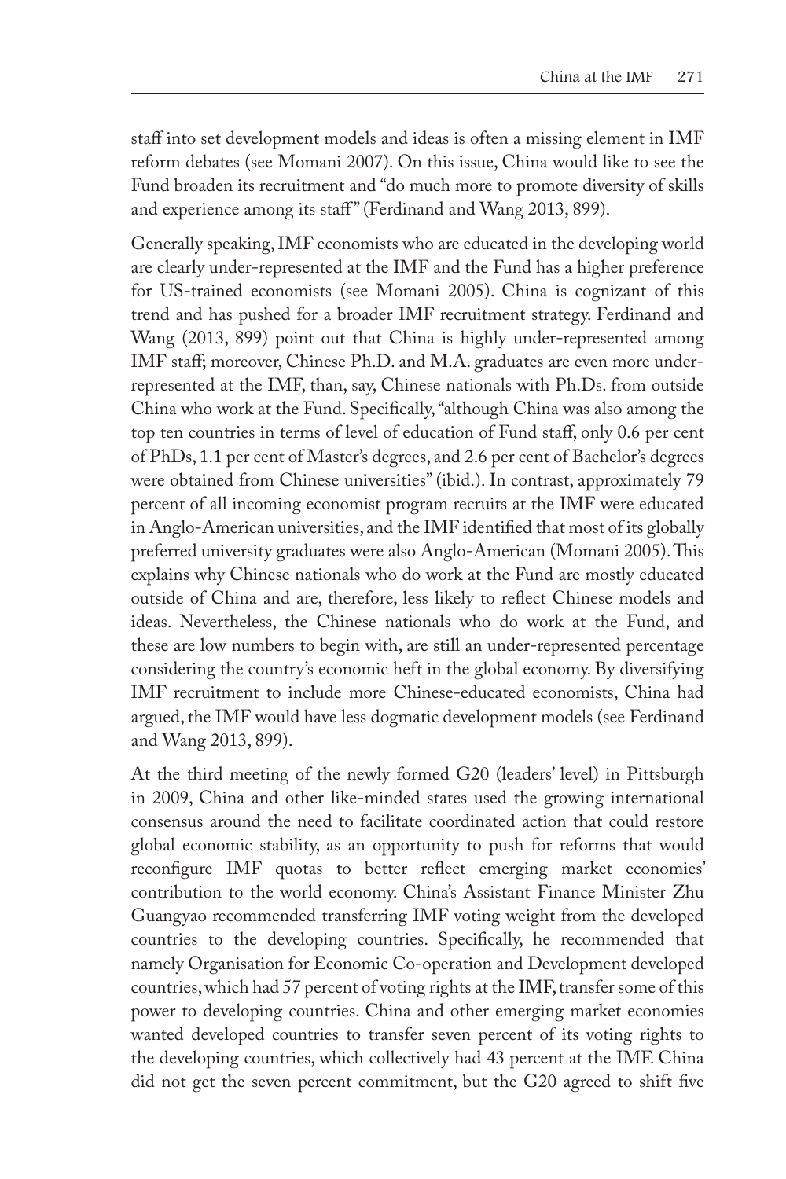staff into set development models and ideas is often a missing element in IMF reform debates (see Momani 2007). On this issue, China would like to see the Fund broaden its recruitment and "do much more to promote diversity of skills and experience among its staff" (Ferdinand and Wang 2013, 899).

Generally speaking, IMF economists who are educated in the developing world are clearly under-represented at the IMF and the Fund has a higher preference for US-trained economists (see Momani 2005). China is cognizant of this trend and has pushed for a broader IMF recruitment strategy. Ferdinand and Wang (2013, 899) point out that China is highly under-represented among IMF staff; moreover, Chinese Ph.D. and M.A. graduates are even more under-represented at the IMF, than, say, Chinese nationals with Ph.Ds. from outside China who work at the Fund. Specifically, "although China was also among the top ten countries in terms of level of education of Fund staff, only 0.6 per cent of PhDs, 1.1 per cent of Master's degrees, and 2.6 per cent of Bachelor's degrees were obtained from Chinese universities" (ibid.). In contrast, approximately 79 percent of all incoming economist program recruits at the IMF were educated in Anglo-American universities, and the IMF identified that most of its globally preferred university graduates were also Anglo-American (Momani 2005). This explains why Chinese nationals who do work at the Fund are mostly educated outside of China and are, therefore, less likely to reflect Chinese models and ideas. Nevertheless, the Chinese nationals who do work at the Fund, and these are low numbers to begin with, are still an under-represented percentage considering the country's economic heft in the global economy. By diversifying IMF recruitment to include more Chinese-educated economists, China had argued, the IMF would have less dogmatic development models (see Ferdinand and Wang 2013, 899).

At the third meeting of the newly formed G20 (leaders' level) in Pittsburgh in 2009, China and other like-minded states used the growing international consensus around the need to facilitate coordinated action that could restore global economic stability, as an opportunity to push for reforms that would reconfigure IMF quotas to better reflect emerging market economies' contribution to the world economy. China's Assistant Finance Minister Zhu Guangyao recommended transferring IMF voting weight from the developed countries to the developing countries. Specifically, he recommended that namely Organisation for Economic Co-operation and Development developed countries, which had 57 percent of voting rights at the IMF, transfer some of this power to developing countries. China and other emerging market economies wanted developed countries to transfer seven percent of its voting rights to the developing countries, which collectively had 43 percent at the IMF. China did not get the seven percent commitment, but the G20 agreed to shift five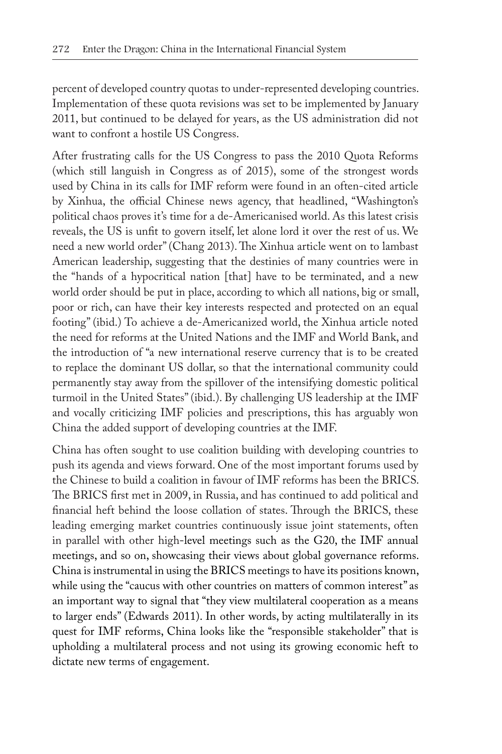percent of developed country quotas to under-represented developing countries. Implementation of these quota revisions was set to be implemented by January 2011, but continued to be delayed for years, as the US administration did not want to confront a hostile US Congress.

After frustrating calls for the US Congress to pass the 2010 Quota Reforms (which still languish in Congress as of 2015), some of the strongest words used by China in its calls for IMF reform were found in an often-cited article by Xinhua, the official Chinese news agency, that headlined, "Washington's political chaos proves it's time for a de-Americanised world. As this latest crisis reveals, the US is unfit to govern itself, let alone lord it over the rest of us. We need a new world order" (Chang 2013). The Xinhua article went on to lambast American leadership, suggesting that the destinies of many countries were in the "hands of a hypocritical nation [that] have to be terminated, and a new world order should be put in place, according to which all nations, big or small, poor or rich, can have their key interests respected and protected on an equal footing" (ibid.) To achieve a de-Americanized world, the Xinhua article noted the need for reforms at the United Nations and the IMF and World Bank, and the introduction of "a new international reserve currency that is to be created to replace the dominant US dollar, so that the international community could permanently stay away from the spillover of the intensifying domestic political turmoil in the United States" (ibid.). By challenging US leadership at the IMF and vocally criticizing IMF policies and prescriptions, this has arguably won China the added support of developing countries at the IMF.

China has often sought to use coalition building with developing countries to push its agenda and views forward. One of the most important forums used by the Chinese to build a coalition in favour of IMF reforms has been the BRICS. The BRICS first met in 2009, in Russia, and has continued to add political and financial heft behind the loose collation of states. Through the BRICS, these leading emerging market countries continuously issue joint statements, often in parallel with other high-level meetings such as the G20, the IMF annual meetings, and so on, showcasing their views about global governance reforms. China is instrumental in using the BRICS meetings to have its positions known, while using the "caucus with other countries on matters of common interest" as an important way to signal that "they view multilateral cooperation as a means to larger ends" (Edwards 2011). In other words, by acting multilaterally in its quest for IMF reforms, China looks like the "responsible stakeholder" that is upholding a multilateral process and not using its growing economic heft to dictate new terms of engagement.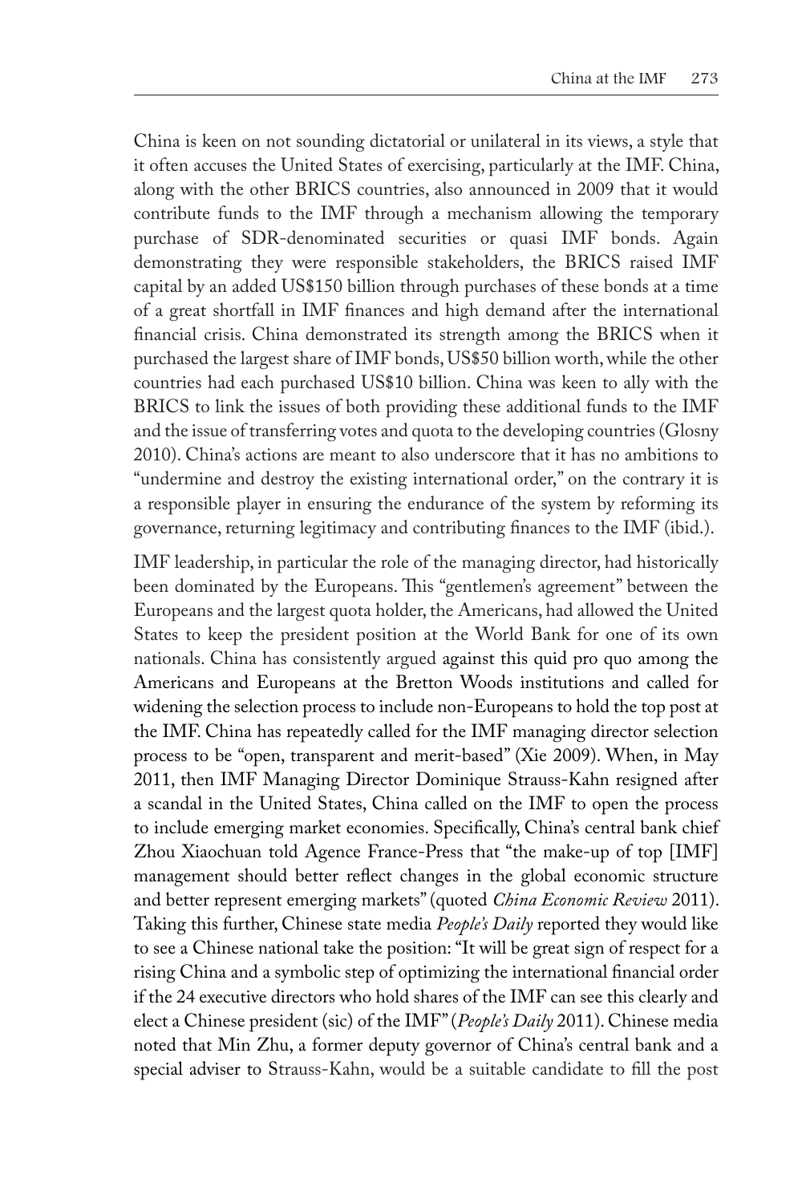China is keen on not sounding dictatorial or unilateral in its views, a style that it often accuses the United States of exercising, particularly at the IMF. China, along with the other BRICS countries, also announced in 2009 that it would contribute funds to the IMF through a mechanism allowing the temporary purchase of SDR-denominated securities or quasi IMF bonds. Again demonstrating they were responsible stakeholders, the BRICS raised IMF capital by an added US$150 billion through purchases of these bonds at a time of a great shortfall in IMF finances and high demand after the international financial crisis. China demonstrated its strength among the BRICS when it purchased the largest share of IMF bonds, US$50 billion worth, while the other countries had each purchased US$10 billion. China was keen to ally with the BRICS to link the issues of both providing these additional funds to the IMF and the issue of transferring votes and quota to the developing countries (Glosny 2010). China's actions are meant to also underscore that it has no ambitions to "undermine and destroy the existing international order," on the contrary it is a responsible player in ensuring the endurance of the system by reforming its governance, returning legitimacy and contributing finances to the IMF (ibid.).

IMF leadership, in particular the role of the managing director, had historically been dominated by the Europeans. This "gentlemen's agreement" between the Europeans and the largest quota holder, the Americans, had allowed the United States to keep the president position at the World Bank for one of its own nationals. China has consistently argued against this quid pro quo among the Americans and Europeans at the Bretton Woods institutions and called for widening the selection process to include non-Europeans to hold the top post at the IMF. China has repeatedly called for the IMF managing director selection process to be "open, transparent and merit-based" (Xie 2009). When, in May 2011, then IMF Managing Director Dominique Strauss-Kahn resigned after a scandal in the United States, China called on the IMF to open the process to include emerging market economies. Specifically, China's central bank chief Zhou Xiaochuan told Agence France-Press that "the make-up of top [IMF] management should better reflect changes in the global economic structure and better represent emerging markets" (quoted *China Economic Review* 2011). Taking this further, Chinese state media *People's Daily* reported they would like to see a Chinese national take the position: "It will be great sign of respect for a rising China and a symbolic step of optimizing the international financial order if the 24 executive directors who hold shares of the IMF can see this clearly and elect a Chinese president (sic) of the IMF" (*People's Daily* 2011). Chinese media noted that Min Zhu, a former deputy governor of China's central bank and a special adviser to Strauss-Kahn, would be a suitable candidate to fill the post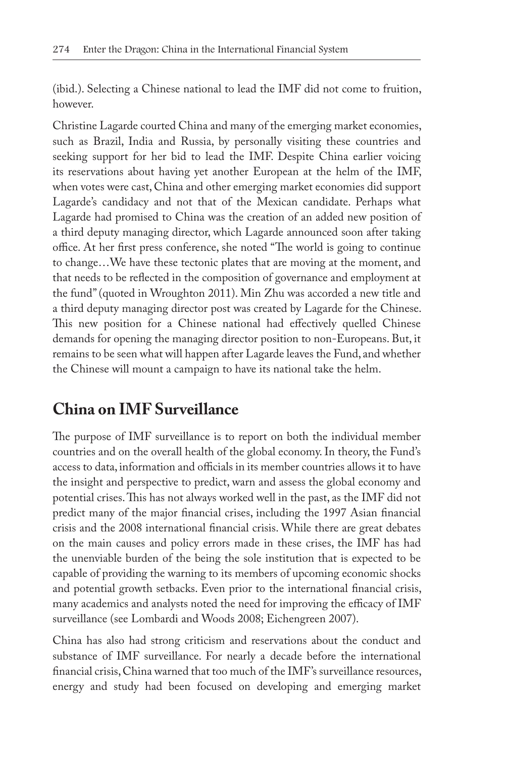(ibid.). Selecting a Chinese national to lead the IMF did not come to fruition, however.

Christine Lagarde courted China and many of the emerging market economies, such as Brazil, India and Russia, by personally visiting these countries and seeking support for her bid to lead the IMF. Despite China earlier voicing its reservations about having yet another European at the helm of the IMF, when votes were cast, China and other emerging market economies did support Lagarde's candidacy and not that of the Mexican candidate. Perhaps what Lagarde had promised to China was the creation of an added new position of a third deputy managing director, which Lagarde announced soon after taking office. At her first press conference, she noted "The world is going to continue to change…We have these tectonic plates that are moving at the moment, and that needs to be reflected in the composition of governance and employment at the fund" (quoted in Wroughton 2011). Min Zhu was accorded a new title and a third deputy managing director post was created by Lagarde for the Chinese. This new position for a Chinese national had effectively quelled Chinese demands for opening the managing director position to non-Europeans. But, it remains to be seen what will happen after Lagarde leaves the Fund, and whether the Chinese will mount a campaign to have its national take the helm.

## China on IMF Surveillance

The purpose of IMF surveillance is to report on both the individual member countries and on the overall health of the global economy. In theory, the Fund's access to data, information and officials in its member countries allows it to have the insight and perspective to predict, warn and assess the global economy and potential crises. This has not always worked well in the past, as the IMF did not predict many of the major financial crises, including the 1997 Asian financial crisis and the 2008 international financial crisis. While there are great debates on the main causes and policy errors made in these crises, the IMF has had the unenviable burden of the being the sole institution that is expected to be capable of providing the warning to its members of upcoming economic shocks and potential growth setbacks. Even prior to the international financial crisis, many academics and analysts noted the need for improving the efficacy of IMF surveillance (see Lombardi and Woods 2008; Eichengreen 2007).

China has also had strong criticism and reservations about the conduct and substance of IMF surveillance. For nearly a decade before the international financial crisis, China warned that too much of the IMF's surveillance resources, energy and study had been focused on developing and emerging market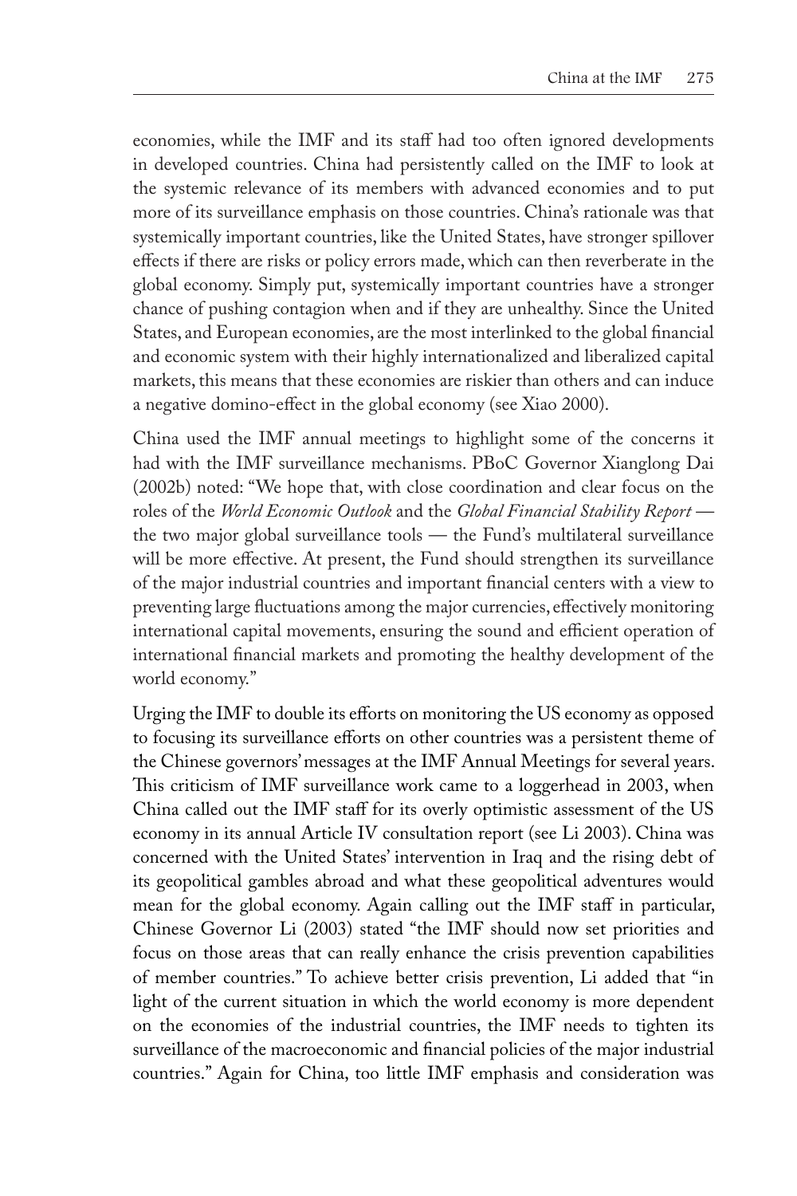economies, while the IMF and its staff had too often ignored developments in developed countries. China had persistently called on the IMF to look at the systemic relevance of its members with advanced economies and to put more of its surveillance emphasis on those countries. China's rationale was that systemically important countries, like the United States, have stronger spillover effects if there are risks or policy errors made, which can then reverberate in the global economy. Simply put, systemically important countries have a stronger chance of pushing contagion when and if they are unhealthy. Since the United States, and European economies, are the most interlinked to the global financial and economic system with their highly internationalized and liberalized capital markets, this means that these economies are riskier than others and can induce a negative domino-effect in the global economy (see Xiao 2000).

China used the IMF annual meetings to highlight some of the concerns it had with the IMF surveillance mechanisms. PBoC Governor Xianglong Dai (2002b) noted: "We hope that, with close coordination and clear focus on the roles of the *World Economic Outlook* and the *Global Financial Stability Report* — the two major global surveillance tools — the Fund's multilateral surveillance will be more effective. At present, the Fund should strengthen its surveillance of the major industrial countries and important financial centers with a view to preventing large fluctuations among the major currencies, effectively monitoring international capital movements, ensuring the sound and efficient operation of international financial markets and promoting the healthy development of the world economy."

Urging the IMF to double its efforts on monitoring the US economy as opposed to focusing its surveillance efforts on other countries was a persistent theme of the Chinese governors' messages at the IMF Annual Meetings for several years. This criticism of IMF surveillance work came to a loggerhead in 2003, when China called out the IMF staff for its overly optimistic assessment of the US economy in its annual Article IV consultation report (see Li 2003). China was concerned with the United States' intervention in Iraq and the rising debt of its geopolitical gambles abroad and what these geopolitical adventures would mean for the global economy. Again calling out the IMF staff in particular, Chinese Governor Li (2003) stated "the IMF should now set priorities and focus on those areas that can really enhance the crisis prevention capabilities of member countries." To achieve better crisis prevention, Li added that "in light of the current situation in which the world economy is more dependent on the economies of the industrial countries, the IMF needs to tighten its surveillance of the macroeconomic and financial policies of the major industrial countries." Again for China, too little IMF emphasis and consideration was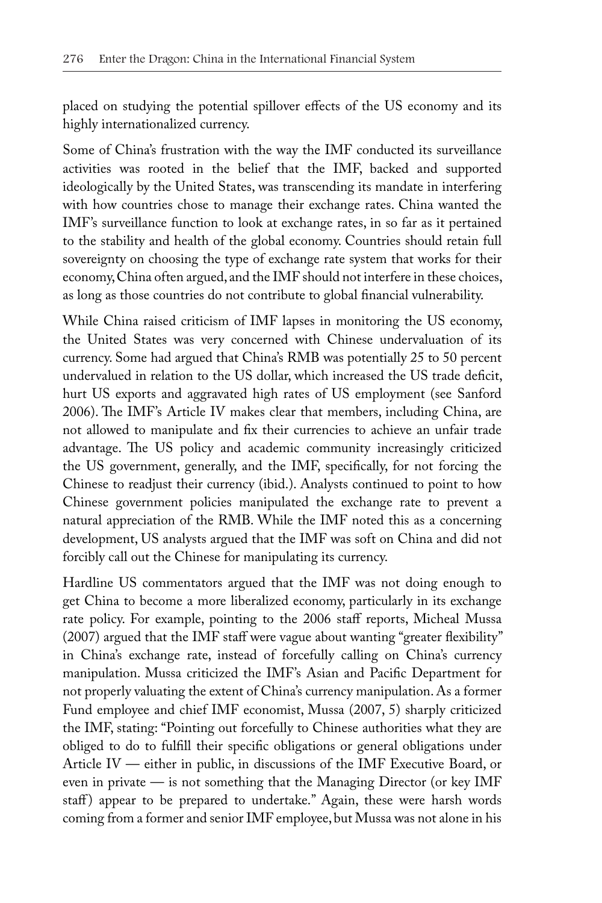placed on studying the potential spillover effects of the US economy and its highly internationalized currency.

Some of China's frustration with the way the IMF conducted its surveillance activities was rooted in the belief that the IMF, backed and supported ideologically by the United States, was transcending its mandate in interfering with how countries chose to manage their exchange rates. China wanted the IMF's surveillance function to look at exchange rates, in so far as it pertained to the stability and health of the global economy. Countries should retain full sovereignty on choosing the type of exchange rate system that works for their economy, China often argued, and the IMF should not interfere in these choices, as long as those countries do not contribute to global financial vulnerability.

While China raised criticism of IMF lapses in monitoring the US economy, the United States was very concerned with Chinese undervaluation of its currency. Some had argued that China's RMB was potentially 25 to 50 percent undervalued in relation to the US dollar, which increased the US trade deficit, hurt US exports and aggravated high rates of US employment (see Sanford 2006). The IMF's Article IV makes clear that members, including China, are not allowed to manipulate and fix their currencies to achieve an unfair trade advantage. The US policy and academic community increasingly criticized the US government, generally, and the IMF, specifically, for not forcing the Chinese to readjust their currency (ibid.). Analysts continued to point to how Chinese government policies manipulated the exchange rate to prevent a natural appreciation of the RMB. While the IMF noted this as a concerning development, US analysts argued that the IMF was soft on China and did not forcibly call out the Chinese for manipulating its currency.

Hardline US commentators argued that the IMF was not doing enough to get China to become a more liberalized economy, particularly in its exchange rate policy. For example, pointing to the 2006 staff reports, Micheal Mussa (2007) argued that the IMF staff were vague about wanting "greater flexibility" in China's exchange rate, instead of forcefully calling on China's currency manipulation. Mussa criticized the IMF's Asian and Pacific Department for not properly valuating the extent of China's currency manipulation. As a former Fund employee and chief IMF economist, Mussa (2007, 5) sharply criticized the IMF, stating: "Pointing out forcefully to Chinese authorities what they are obliged to do to fulfill their specific obligations or general obligations under Article IV — either in public, in discussions of the IMF Executive Board, or even in private — is not something that the Managing Director (or key IMF staff) appear to be prepared to undertake." Again, these were harsh words coming from a former and senior IMF employee, but Mussa was not alone in his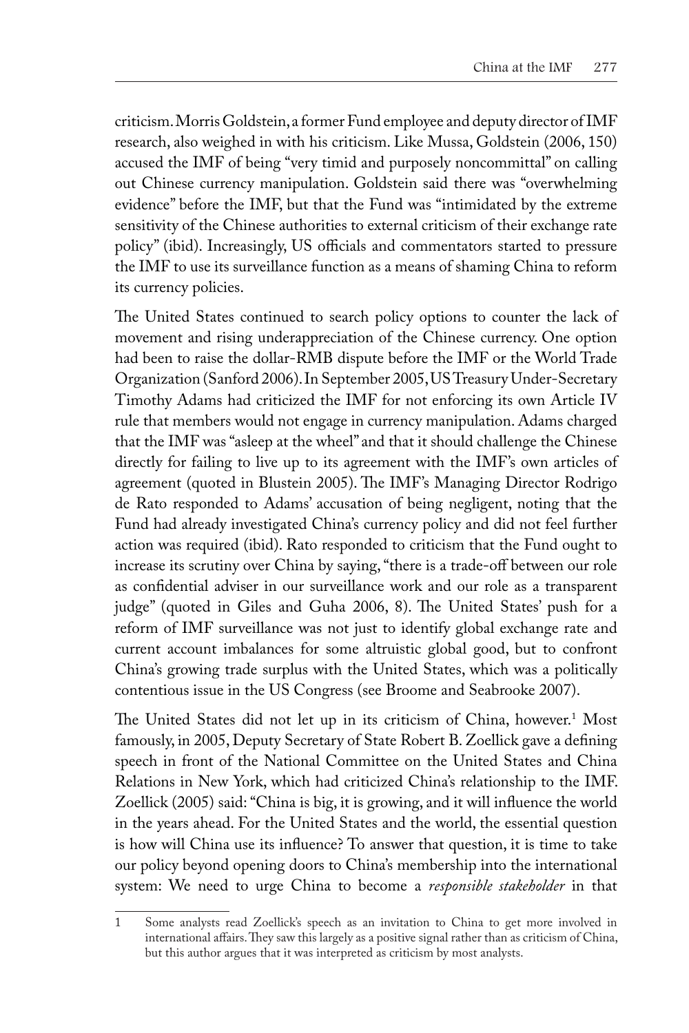criticism. Morris Goldstein, a former Fund employee and deputy director of IMF research, also weighed in with his criticism. Like Mussa, Goldstein (2006, 150) accused the IMF of being "very timid and purposely noncommittal" on calling out Chinese currency manipulation. Goldstein said there was "overwhelming evidence" before the IMF, but that the Fund was "intimidated by the extreme sensitivity of the Chinese authorities to external criticism of their exchange rate policy" (ibid). Increasingly, US officials and commentators started to pressure the IMF to use its surveillance function as a means of shaming China to reform its currency policies.

The United States continued to search policy options to counter the lack of movement and rising underappreciation of the Chinese currency. One option had been to raise the dollar-RMB dispute before the IMF or the World Trade Organization (Sanford 2006). In September 2005, US Treasury Under-Secretary Timothy Adams had criticized the IMF for not enforcing its own Article IV rule that members would not engage in currency manipulation. Adams charged that the IMF was "asleep at the wheel" and that it should challenge the Chinese directly for failing to live up to its agreement with the IMF's own articles of agreement (quoted in Blustein 2005). The IMF's Managing Director Rodrigo de Rato responded to Adams' accusation of being negligent, noting that the Fund had already investigated China's currency policy and did not feel further action was required (ibid). Rato responded to criticism that the Fund ought to increase its scrutiny over China by saying, "there is a trade-off between our role as confidential adviser in our surveillance work and our role as a transparent judge" (quoted in Giles and Guha 2006, 8). The United States' push for a reform of IMF surveillance was not just to identify global exchange rate and current account imbalances for some altruistic global good, but to confront China's growing trade surplus with the United States, which was a politically contentious issue in the US Congress (see Broome and Seabrooke 2007).

The United States did not let up in its criticism of China, however.[1] Most famously, in 2005, Deputy Secretary of State Robert B. Zoellick gave a defining speech in front of the National Committee on the United States and China Relations in New York, which had criticized China's relationship to the IMF. Zoellick (2005) said: "China is big, it is growing, and it will influence the world in the years ahead. For the United States and the world, the essential question is how will China use its influence? To answer that question, it is time to take our policy beyond opening doors to China's membership into the international system: We need to urge China to become a *responsible stakeholder* in that

[1] Some analysts read Zoellick's speech as an invitation to China to get more involved in international affairs. They saw this largely as a positive signal rather than as criticism of China, but this author argues that it was interpreted as criticism by most analysts.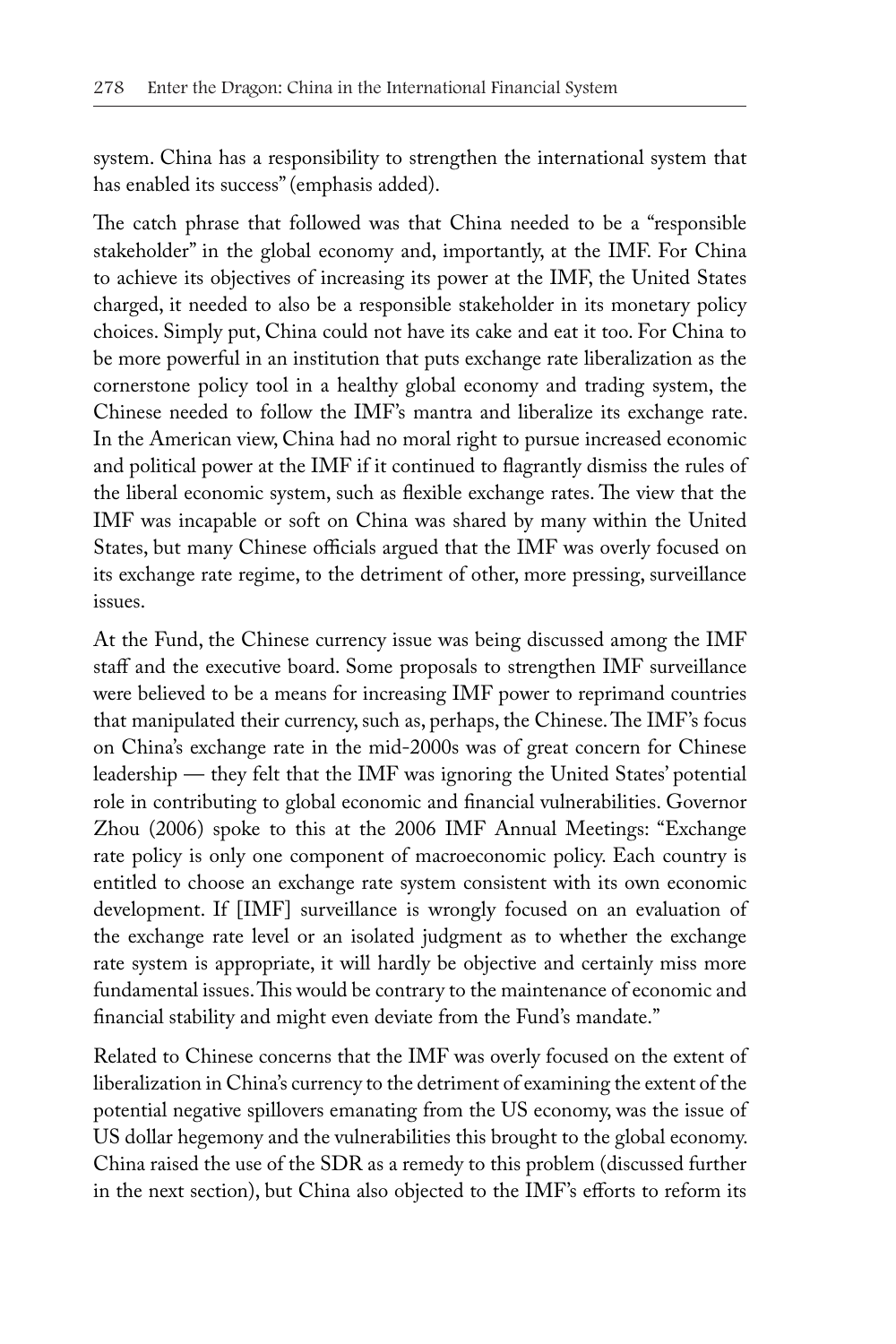system. China has a responsibility to strengthen the international system that has enabled its success" (emphasis added).

The catch phrase that followed was that China needed to be a "responsible stakeholder" in the global economy and, importantly, at the IMF. For China to achieve its objectives of increasing its power at the IMF, the United States charged, it needed to also be a responsible stakeholder in its monetary policy choices. Simply put, China could not have its cake and eat it too. For China to be more powerful in an institution that puts exchange rate liberalization as the cornerstone policy tool in a healthy global economy and trading system, the Chinese needed to follow the IMF's mantra and liberalize its exchange rate. In the American view, China had no moral right to pursue increased economic and political power at the IMF if it continued to flagrantly dismiss the rules of the liberal economic system, such as flexible exchange rates. The view that the IMF was incapable or soft on China was shared by many within the United States, but many Chinese officials argued that the IMF was overly focused on its exchange rate regime, to the detriment of other, more pressing, surveillance issues.

At the Fund, the Chinese currency issue was being discussed among the IMF staff and the executive board. Some proposals to strengthen IMF surveillance were believed to be a means for increasing IMF power to reprimand countries that manipulated their currency, such as, perhaps, the Chinese. The IMF's focus on China's exchange rate in the mid-2000s was of great concern for Chinese leadership — they felt that the IMF was ignoring the United States' potential role in contributing to global economic and financial vulnerabilities. Governor Zhou (2006) spoke to this at the 2006 IMF Annual Meetings: "Exchange rate policy is only one component of macroeconomic policy. Each country is entitled to choose an exchange rate system consistent with its own economic development. If [IMF] surveillance is wrongly focused on an evaluation of the exchange rate level or an isolated judgment as to whether the exchange rate system is appropriate, it will hardly be objective and certainly miss more fundamental issues. This would be contrary to the maintenance of economic and financial stability and might even deviate from the Fund's mandate."

Related to Chinese concerns that the IMF was overly focused on the extent of liberalization in China's currency to the detriment of examining the extent of the potential negative spillovers emanating from the US economy, was the issue of US dollar hegemony and the vulnerabilities this brought to the global economy. China raised the use of the SDR as a remedy to this problem (discussed further in the next section), but China also objected to the IMF's efforts to reform its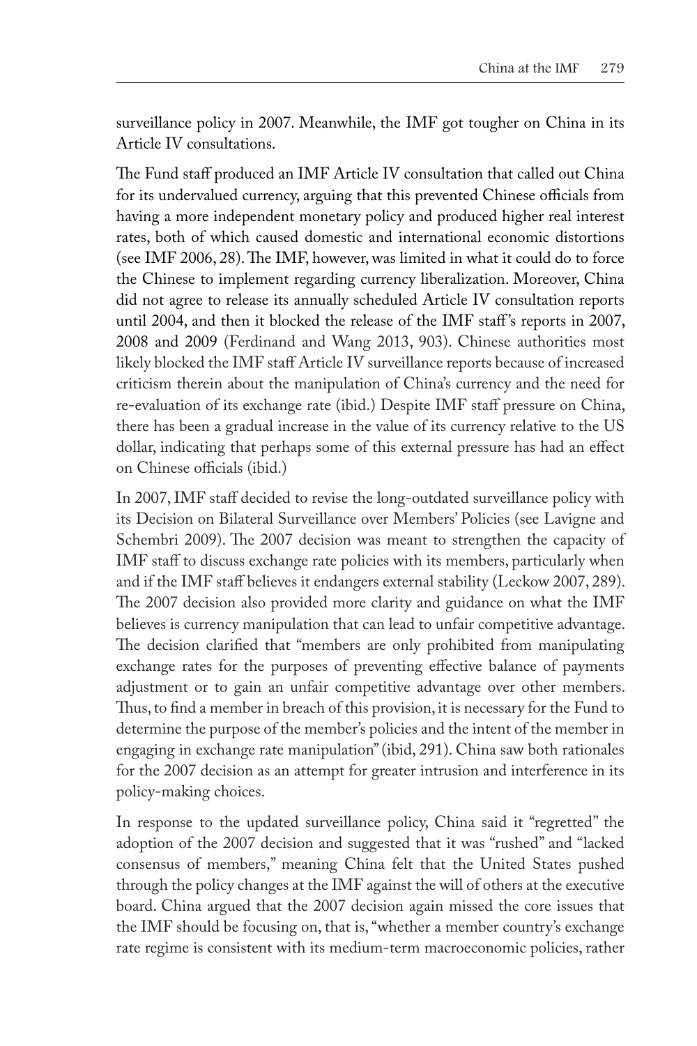surveillance policy in 2007. Meanwhile, the IMF got tougher on China in its Article IV consultations.

The Fund staff produced an IMF Article IV consultation that called out China for its undervalued currency, arguing that this prevented Chinese officials from having a more independent monetary policy and produced higher real interest rates, both of which caused domestic and international economic distortions (see IMF 2006, 28). The IMF, however, was limited in what it could do to force the Chinese to implement regarding currency liberalization. Moreover, China did not agree to release its annually scheduled Article IV consultation reports until 2004, and then it blocked the release of the IMF staff's reports in 2007, 2008 and 2009 (Ferdinand and Wang 2013, 903). Chinese authorities most likely blocked the IMF staff Article IV surveillance reports because of increased criticism therein about the manipulation of China's currency and the need for re-evaluation of its exchange rate (ibid.) Despite IMF staff pressure on China, there has been a gradual increase in the value of its currency relative to the US dollar, indicating that perhaps some of this external pressure has had an effect on Chinese officials (ibid.)

In 2007, IMF staff decided to revise the long-outdated surveillance policy with its Decision on Bilateral Surveillance over Members' Policies (see Lavigne and Schembri 2009). The 2007 decision was meant to strengthen the capacity of IMF staff to discuss exchange rate policies with its members, particularly when and if the IMF staff believes it endangers external stability (Leckow 2007, 289). The 2007 decision also provided more clarity and guidance on what the IMF believes is currency manipulation that can lead to unfair competitive advantage. The decision clarified that "members are only prohibited from manipulating exchange rates for the purposes of preventing effective balance of payments adjustment or to gain an unfair competitive advantage over other members. Thus, to find a member in breach of this provision, it is necessary for the Fund to determine the purpose of the member's policies and the intent of the member in engaging in exchange rate manipulation" (ibid, 291). China saw both rationales for the 2007 decision as an attempt for greater intrusion and interference in its policy-making choices.

In response to the updated surveillance policy, China said it "regretted" the adoption of the 2007 decision and suggested that it was "rushed" and "lacked consensus of members," meaning China felt that the United States pushed through the policy changes at the IMF against the will of others at the executive board. China argued that the 2007 decision again missed the core issues that the IMF should be focusing on, that is, "whether a member country's exchange rate regime is consistent with its medium-term macroeconomic policies, rather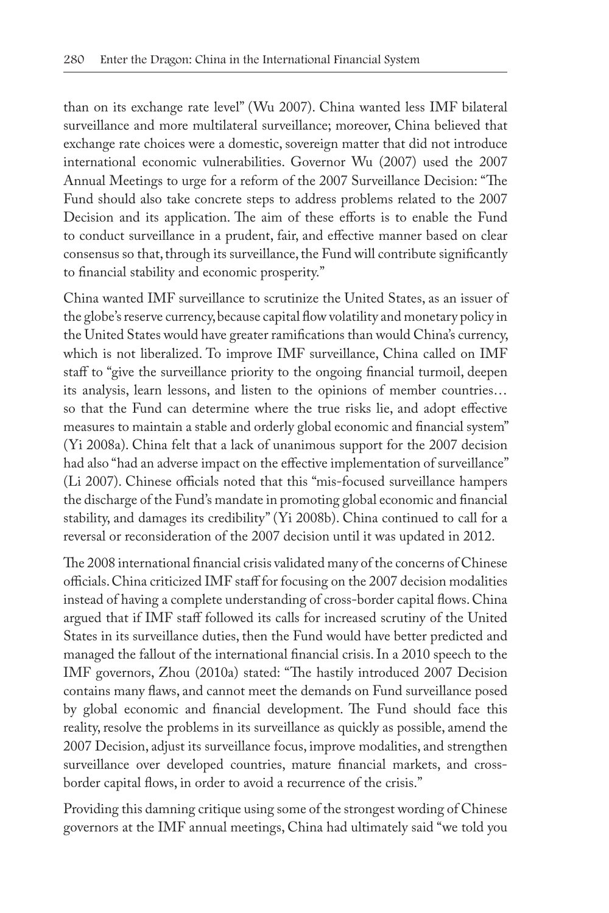than on its exchange rate level" (Wu 2007). China wanted less IMF bilateral surveillance and more multilateral surveillance; moreover, China believed that exchange rate choices were a domestic, sovereign matter that did not introduce international economic vulnerabilities. Governor Wu (2007) used the 2007 Annual Meetings to urge for a reform of the 2007 Surveillance Decision: "The Fund should also take concrete steps to address problems related to the 2007 Decision and its application. The aim of these efforts is to enable the Fund to conduct surveillance in a prudent, fair, and effective manner based on clear consensus so that, through its surveillance, the Fund will contribute significantly to financial stability and economic prosperity."

China wanted IMF surveillance to scrutinize the United States, as an issuer of the globe's reserve currency, because capital flow volatility and monetary policy in the United States would have greater ramifications than would China's currency, which is not liberalized. To improve IMF surveillance, China called on IMF staff to "give the surveillance priority to the ongoing financial turmoil, deepen its analysis, learn lessons, and listen to the opinions of member countries… so that the Fund can determine where the true risks lie, and adopt effective measures to maintain a stable and orderly global economic and financial system" (Yi 2008a). China felt that a lack of unanimous support for the 2007 decision had also "had an adverse impact on the effective implementation of surveillance" (Li 2007). Chinese officials noted that this "mis-focused surveillance hampers the discharge of the Fund's mandate in promoting global economic and financial stability, and damages its credibility" (Yi 2008b). China continued to call for a reversal or reconsideration of the 2007 decision until it was updated in 2012.

The 2008 international financial crisis validated many of the concerns of Chinese officials. China criticized IMF staff for focusing on the 2007 decision modalities instead of having a complete understanding of cross-border capital flows. China argued that if IMF staff followed its calls for increased scrutiny of the United States in its surveillance duties, then the Fund would have better predicted and managed the fallout of the international financial crisis. In a 2010 speech to the IMF governors, Zhou (2010a) stated: "The hastily introduced 2007 Decision contains many flaws, and cannot meet the demands on Fund surveillance posed by global economic and financial development. The Fund should face this reality, resolve the problems in its surveillance as quickly as possible, amend the 2007 Decision, adjust its surveillance focus, improve modalities, and strengthen surveillance over developed countries, mature financial markets, and cross-border capital flows, in order to avoid a recurrence of the crisis."

Providing this damning critique using some of the strongest wording of Chinese governors at the IMF annual meetings, China had ultimately said "we told you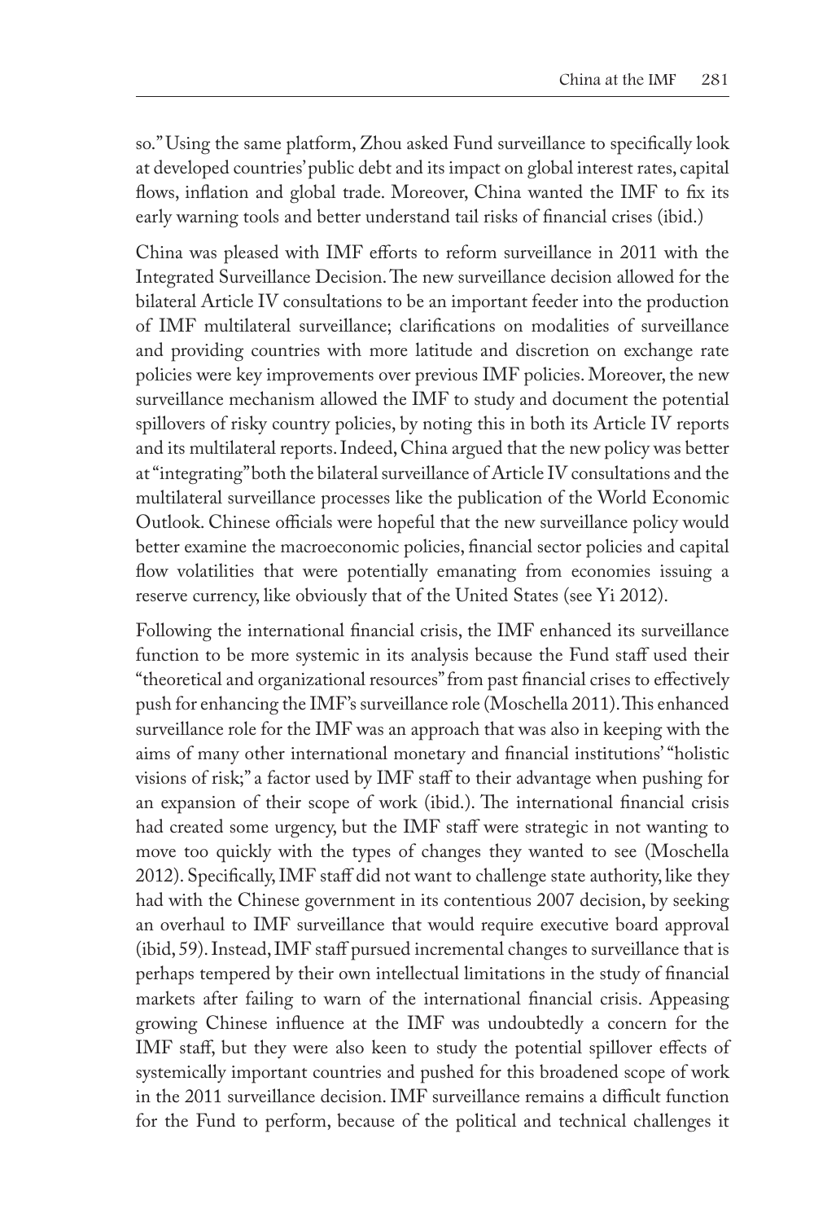so." Using the same platform, Zhou asked Fund surveillance to specifically look at developed countries' public debt and its impact on global interest rates, capital flows, inflation and global trade. Moreover, China wanted the IMF to fix its early warning tools and better understand tail risks of financial crises (ibid.)

China was pleased with IMF efforts to reform surveillance in 2011 with the Integrated Surveillance Decision. The new surveillance decision allowed for the bilateral Article IV consultations to be an important feeder into the production of IMF multilateral surveillance; clarifications on modalities of surveillance and providing countries with more latitude and discretion on exchange rate policies were key improvements over previous IMF policies. Moreover, the new surveillance mechanism allowed the IMF to study and document the potential spillovers of risky country policies, by noting this in both its Article IV reports and its multilateral reports. Indeed, China argued that the new policy was better at "integrating" both the bilateral surveillance of Article IV consultations and the multilateral surveillance processes like the publication of the World Economic Outlook. Chinese officials were hopeful that the new surveillance policy would better examine the macroeconomic policies, financial sector policies and capital flow volatilities that were potentially emanating from economies issuing a reserve currency, like obviously that of the United States (see Yi 2012).

Following the international financial crisis, the IMF enhanced its surveillance function to be more systemic in its analysis because the Fund staff used their "theoretical and organizational resources" from past financial crises to effectively push for enhancing the IMF's surveillance role (Moschella 2011). This enhanced surveillance role for the IMF was an approach that was also in keeping with the aims of many other international monetary and financial institutions' "holistic visions of risk;" a factor used by IMF staff to their advantage when pushing for an expansion of their scope of work (ibid.). The international financial crisis had created some urgency, but the IMF staff were strategic in not wanting to move too quickly with the types of changes they wanted to see (Moschella 2012). Specifically, IMF staff did not want to challenge state authority, like they had with the Chinese government in its contentious 2007 decision, by seeking an overhaul to IMF surveillance that would require executive board approval (ibid, 59). Instead, IMF staff pursued incremental changes to surveillance that is perhaps tempered by their own intellectual limitations in the study of financial markets after failing to warn of the international financial crisis. Appeasing growing Chinese influence at the IMF was undoubtedly a concern for the IMF staff, but they were also keen to study the potential spillover effects of systemically important countries and pushed for this broadened scope of work in the 2011 surveillance decision. IMF surveillance remains a difficult function for the Fund to perform, because of the political and technical challenges it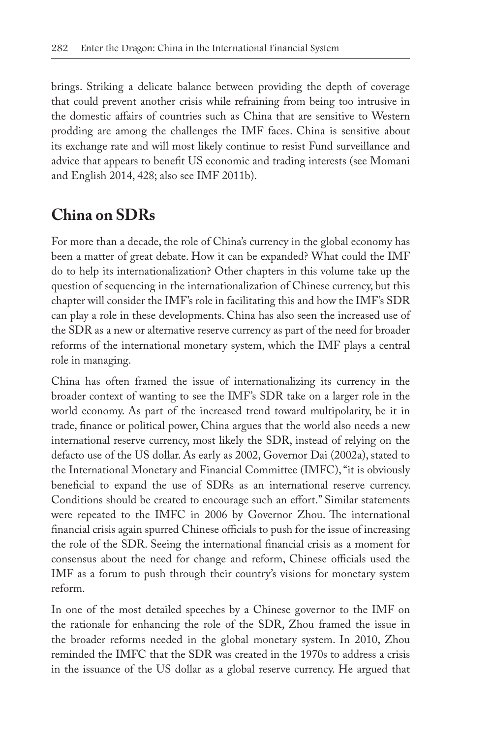brings. Striking a delicate balance between providing the depth of coverage that could prevent another crisis while refraining from being too intrusive in the domestic affairs of countries such as China that are sensitive to Western prodding are among the challenges the IMF faces. China is sensitive about its exchange rate and will most likely continue to resist Fund surveillance and advice that appears to benefit US economic and trading interests (see Momani and English 2014, 428; also see IMF 2011b).

## China on SDRs

For more than a decade, the role of China's currency in the global economy has been a matter of great debate. How it can be expanded? What could the IMF do to help its internationalization? Other chapters in this volume take up the question of sequencing in the internationalization of Chinese currency, but this chapter will consider the IMF's role in facilitating this and how the IMF's SDR can play a role in these developments. China has also seen the increased use of the SDR as a new or alternative reserve currency as part of the need for broader reforms of the international monetary system, which the IMF plays a central role in managing.

China has often framed the issue of internationalizing its currency in the broader context of wanting to see the IMF's SDR take on a larger role in the world economy. As part of the increased trend toward multipolarity, be it in trade, finance or political power, China argues that the world also needs a new international reserve currency, most likely the SDR, instead of relying on the defacto use of the US dollar. As early as 2002, Governor Dai (2002a), stated to the International Monetary and Financial Committee (IMFC), "it is obviously beneficial to expand the use of SDRs as an international reserve currency. Conditions should be created to encourage such an effort." Similar statements were repeated to the IMFC in 2006 by Governor Zhou. The international financial crisis again spurred Chinese officials to push for the issue of increasing the role of the SDR. Seeing the international financial crisis as a moment for consensus about the need for change and reform, Chinese officials used the IMF as a forum to push through their country's visions for monetary system reform.

In one of the most detailed speeches by a Chinese governor to the IMF on the rationale for enhancing the role of the SDR, Zhou framed the issue in the broader reforms needed in the global monetary system. In 2010, Zhou reminded the IMFC that the SDR was created in the 1970s to address a crisis in the issuance of the US dollar as a global reserve currency. He argued that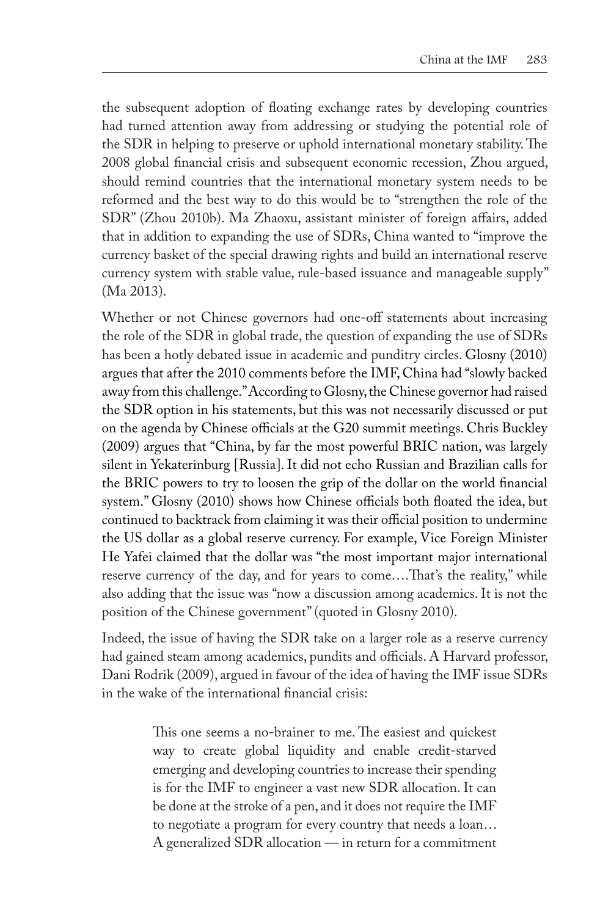the subsequent adoption of floating exchange rates by developing countries had turned attention away from addressing or studying the potential role of the SDR in helping to preserve or uphold international monetary stability. The 2008 global financial crisis and subsequent economic recession, Zhou argued, should remind countries that the international monetary system needs to be reformed and the best way to do this would be to "strengthen the role of the SDR" (Zhou 2010b). Ma Zhaoxu, assistant minister of foreign affairs, added that in addition to expanding the use of SDRs, China wanted to "improve the currency basket of the special drawing rights and build an international reserve currency system with stable value, rule-based issuance and manageable supply" (Ma 2013).

Whether or not Chinese governors had one-off statements about increasing the role of the SDR in global trade, the question of expanding the use of SDRs has been a hotly debated issue in academic and punditry circles. Glosny (2010) argues that after the 2010 comments before the IMF, China had "slowly backed away from this challenge." According to Glosny, the Chinese governor had raised the SDR option in his statements, but this was not necessarily discussed or put on the agenda by Chinese officials at the G20 summit meetings. Chris Buckley (2009) argues that "China, by far the most powerful BRIC nation, was largely silent in Yekaterinburg [Russia]. It did not echo Russian and Brazilian calls for the BRIC powers to try to loosen the grip of the dollar on the world financial system." Glosny (2010) shows how Chinese officials both floated the idea, but continued to backtrack from claiming it was their official position to undermine the US dollar as a global reserve currency. For example, Vice Foreign Minister He Yafei claimed that the dollar was "the most important major international reserve currency of the day, and for years to come….That's the reality," while also adding that the issue was "now a discussion among academics. It is not the position of the Chinese government" (quoted in Glosny 2010).

Indeed, the issue of having the SDR take on a larger role as a reserve currency had gained steam among academics, pundits and officials. A Harvard professor, Dani Rodrik (2009), argued in favour of the idea of having the IMF issue SDRs in the wake of the international financial crisis:

> This one seems a no-brainer to me. The easiest and quickest way to create global liquidity and enable credit-starved emerging and developing countries to increase their spending is for the IMF to engineer a vast new SDR allocation. It can be done at the stroke of a pen, and it does not require the IMF to negotiate a program for every country that needs a loan… A generalized SDR allocation — in return for a commitment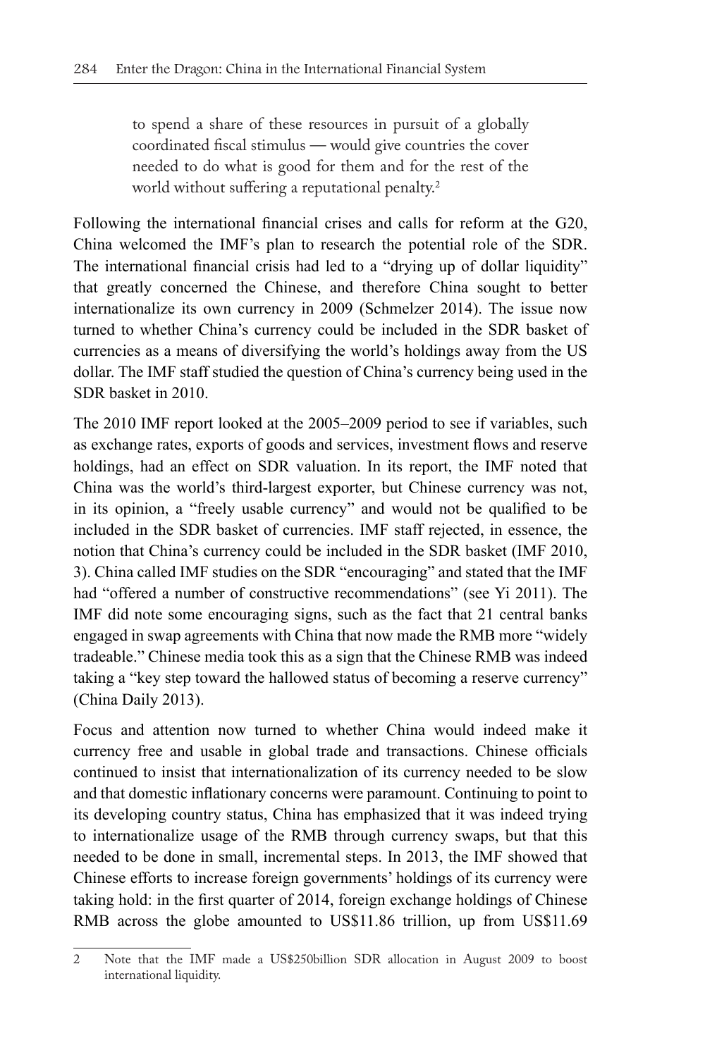> to spend a share of these resources in pursuit of a globally coordinated fiscal stimulus — would give countries the cover needed to do what is good for them and for the rest of the world without suffering a reputational penalty.[2]

Following the international financial crises and calls for reform at the G20, China welcomed the IMF's plan to research the potential role of the SDR. The international financial crisis had led to a "drying up of dollar liquidity" that greatly concerned the Chinese, and therefore China sought to better internationalize its own currency in 2009 (Schmelzer 2014). The issue now turned to whether China's currency could be included in the SDR basket of currencies as a means of diversifying the world's holdings away from the US dollar. The IMF staff studied the question of China's currency being used in the SDR basket in 2010.

The 2010 IMF report looked at the 2005–2009 period to see if variables, such as exchange rates, exports of goods and services, investment flows and reserve holdings, had an effect on SDR valuation. In its report, the IMF noted that China was the world's third-largest exporter, but Chinese currency was not, in its opinion, a "freely usable currency" and would not be qualified to be included in the SDR basket of currencies. IMF staff rejected, in essence, the notion that China's currency could be included in the SDR basket (IMF 2010, 3). China called IMF studies on the SDR "encouraging" and stated that the IMF had "offered a number of constructive recommendations" (see Yi 2011). The IMF did note some encouraging signs, such as the fact that 21 central banks engaged in swap agreements with China that now made the RMB more "widely tradeable." Chinese media took this as a sign that the Chinese RMB was indeed taking a "key step toward the hallowed status of becoming a reserve currency" (China Daily 2013).

Focus and attention now turned to whether China would indeed make it currency free and usable in global trade and transactions. Chinese officials continued to insist that internationalization of its currency needed to be slow and that domestic inflationary concerns were paramount. Continuing to point to its developing country status, China has emphasized that it was indeed trying to internationalize usage of the RMB through currency swaps, but that this needed to be done in small, incremental steps. In 2013, the IMF showed that Chinese efforts to increase foreign governments' holdings of its currency were taking hold: in the first quarter of 2014, foreign exchange holdings of Chinese RMB across the globe amounted to US$11.86 trillion, up from US$11.69

---

2 Note that the IMF made a US$250billion SDR allocation in August 2009 to boost international liquidity.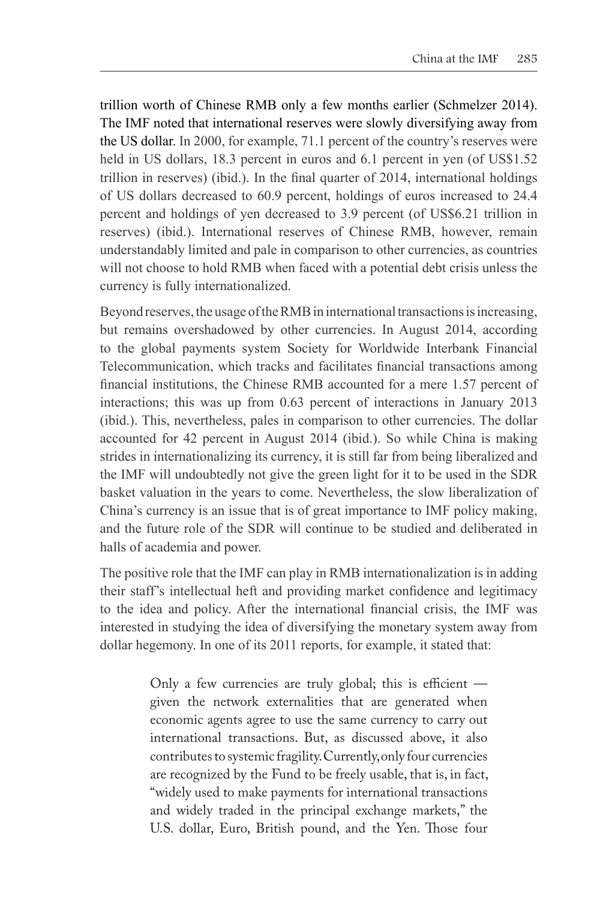trillion worth of Chinese RMB only a few months earlier (Schmelzer 2014). The IMF noted that international reserves were slowly diversifying away from the US dollar. In 2000, for example, 71.1 percent of the country's reserves were held in US dollars, 18.3 percent in euros and 6.1 percent in yen (of US$1.52 trillion in reserves) (ibid.). In the final quarter of 2014, international holdings of US dollars decreased to 60.9 percent, holdings of euros increased to 24.4 percent and holdings of yen decreased to 3.9 percent (of US$6.21 trillion in reserves) (ibid.). International reserves of Chinese RMB, however, remain understandably limited and pale in comparison to other currencies, as countries will not choose to hold RMB when faced with a potential debt crisis unless the currency is fully internationalized.

Beyond reserves, the usage of the RMB in international transactions is increasing, but remains overshadowed by other currencies. In August 2014, according to the global payments system Society for Worldwide Interbank Financial Telecommunication, which tracks and facilitates financial transactions among financial institutions, the Chinese RMB accounted for a mere 1.57 percent of interactions; this was up from 0.63 percent of interactions in January 2013 (ibid.). This, nevertheless, pales in comparison to other currencies. The dollar accounted for 42 percent in August 2014 (ibid.). So while China is making strides in internationalizing its currency, it is still far from being liberalized and the IMF will undoubtedly not give the green light for it to be used in the SDR basket valuation in the years to come. Nevertheless, the slow liberalization of China's currency is an issue that is of great importance to IMF policy making, and the future role of the SDR will continue to be studied and deliberated in halls of academia and power.

The positive role that the IMF can play in RMB internationalization is in adding their staff's intellectual heft and providing market confidence and legitimacy to the idea and policy. After the international financial crisis, the IMF was interested in studying the idea of diversifying the monetary system away from dollar hegemony. In one of its 2011 reports, for example, it stated that:

> Only a few currencies are truly global; this is efficient — given the network externalities that are generated when economic agents agree to use the same currency to carry out international transactions. But, as discussed above, it also contributes to systemic fragility. Currently, only four currencies are recognized by the Fund to be freely usable, that is, in fact, "widely used to make payments for international transactions and widely traded in the principal exchange markets," the U.S. dollar, Euro, British pound, and the Yen. Those four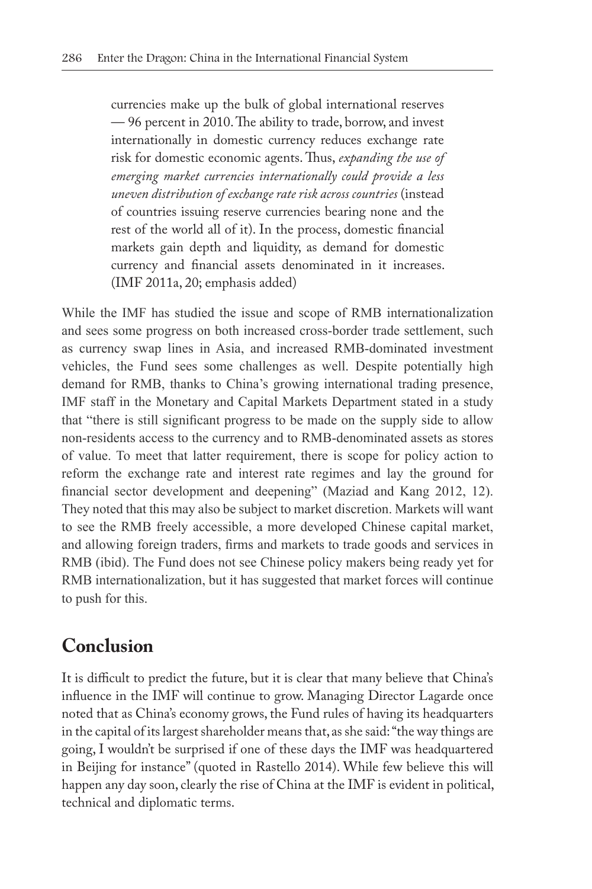> currencies make up the bulk of global international reserves — 96 percent in 2010. The ability to trade, borrow, and invest internationally in domestic currency reduces exchange rate risk for domestic economic agents. Thus, *expanding the use of emerging market currencies internationally could provide a less uneven distribution of exchange rate risk across countries* (instead of countries issuing reserve currencies bearing none and the rest of the world all of it). In the process, domestic financial markets gain depth and liquidity, as demand for domestic currency and financial assets denominated in it increases. (IMF 2011a, 20; emphasis added)

While the IMF has studied the issue and scope of RMB internationalization and sees some progress on both increased cross-border trade settlement, such as currency swap lines in Asia, and increased RMB-dominated investment vehicles, the Fund sees some challenges as well. Despite potentially high demand for RMB, thanks to China's growing international trading presence, IMF staff in the Monetary and Capital Markets Department stated in a study that "there is still significant progress to be made on the supply side to allow non-residents access to the currency and to RMB-denominated assets as stores of value. To meet that latter requirement, there is scope for policy action to reform the exchange rate and interest rate regimes and lay the ground for financial sector development and deepening" (Maziad and Kang 2012, 12). They noted that this may also be subject to market discretion. Markets will want to see the RMB freely accessible, a more developed Chinese capital market, and allowing foreign traders, firms and markets to trade goods and services in RMB (ibid). The Fund does not see Chinese policy makers being ready yet for RMB internationalization, but it has suggested that market forces will continue to push for this.

## Conclusion

It is difficult to predict the future, but it is clear that many believe that China's influence in the IMF will continue to grow. Managing Director Lagarde once noted that as China's economy grows, the Fund rules of having its headquarters in the capital of its largest shareholder means that, as she said: "the way things are going, I wouldn't be surprised if one of these days the IMF was headquartered in Beijing for instance" (quoted in Rastello 2014). While few believe this will happen any day soon, clearly the rise of China at the IMF is evident in political, technical and diplomatic terms.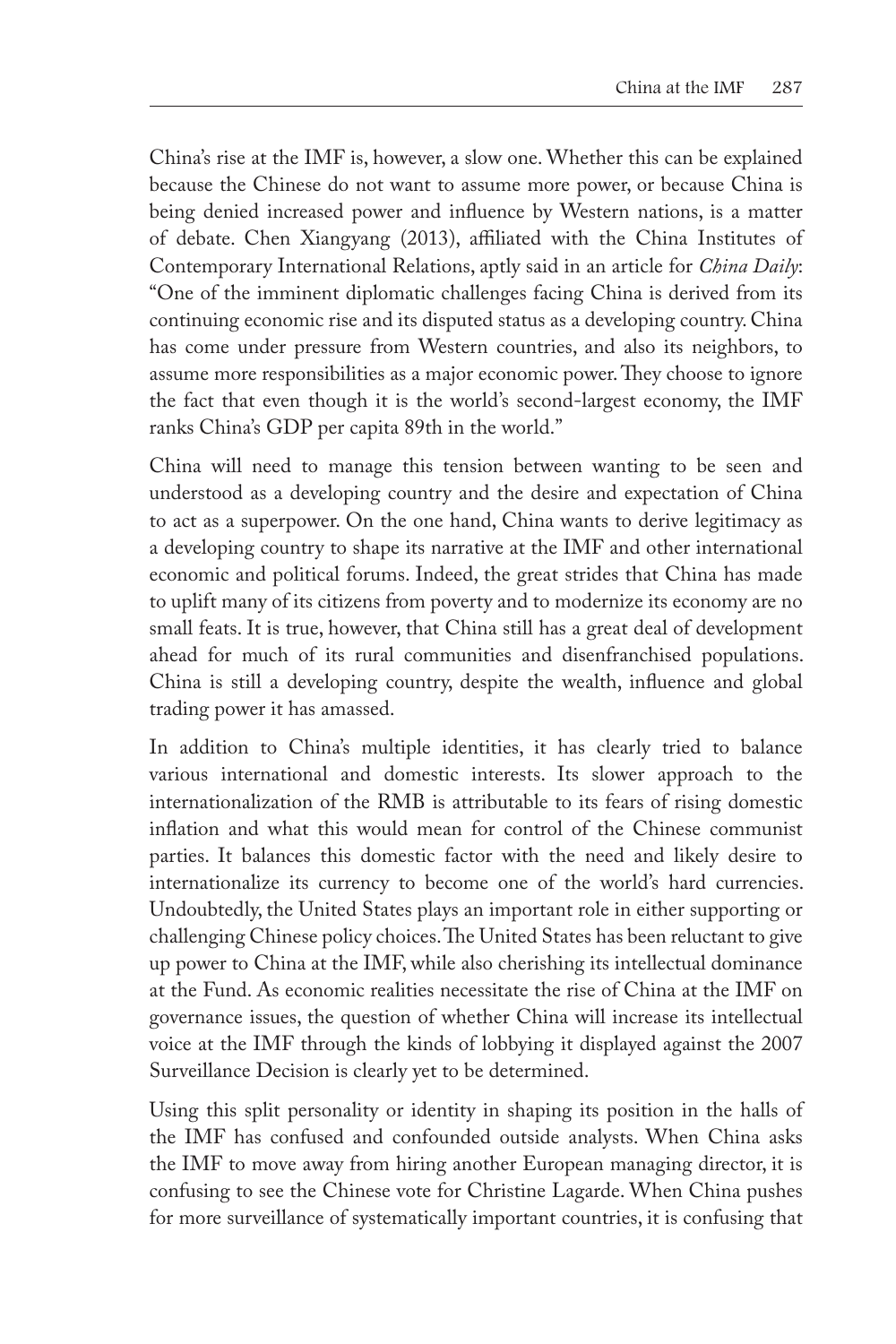China's rise at the IMF is, however, a slow one. Whether this can be explained because the Chinese do not want to assume more power, or because China is being denied increased power and influence by Western nations, is a matter of debate. Chen Xiangyang (2013), affiliated with the China Institutes of Contemporary International Relations, aptly said in an article for *China Daily*: "One of the imminent diplomatic challenges facing China is derived from its continuing economic rise and its disputed status as a developing country. China has come under pressure from Western countries, and also its neighbors, to assume more responsibilities as a major economic power. They choose to ignore the fact that even though it is the world's second-largest economy, the IMF ranks China's GDP per capita 89th in the world."

China will need to manage this tension between wanting to be seen and understood as a developing country and the desire and expectation of China to act as a superpower. On the one hand, China wants to derive legitimacy as a developing country to shape its narrative at the IMF and other international economic and political forums. Indeed, the great strides that China has made to uplift many of its citizens from poverty and to modernize its economy are no small feats. It is true, however, that China still has a great deal of development ahead for much of its rural communities and disenfranchised populations. China is still a developing country, despite the wealth, influence and global trading power it has amassed.

In addition to China's multiple identities, it has clearly tried to balance various international and domestic interests. Its slower approach to the internationalization of the RMB is attributable to its fears of rising domestic inflation and what this would mean for control of the Chinese communist parties. It balances this domestic factor with the need and likely desire to internationalize its currency to become one of the world's hard currencies. Undoubtedly, the United States plays an important role in either supporting or challenging Chinese policy choices. The United States has been reluctant to give up power to China at the IMF, while also cherishing its intellectual dominance at the Fund. As economic realities necessitate the rise of China at the IMF on governance issues, the question of whether China will increase its intellectual voice at the IMF through the kinds of lobbying it displayed against the 2007 Surveillance Decision is clearly yet to be determined.

Using this split personality or identity in shaping its position in the halls of the IMF has confused and confounded outside analysts. When China asks the IMF to move away from hiring another European managing director, it is confusing to see the Chinese vote for Christine Lagarde. When China pushes for more surveillance of systematically important countries, it is confusing that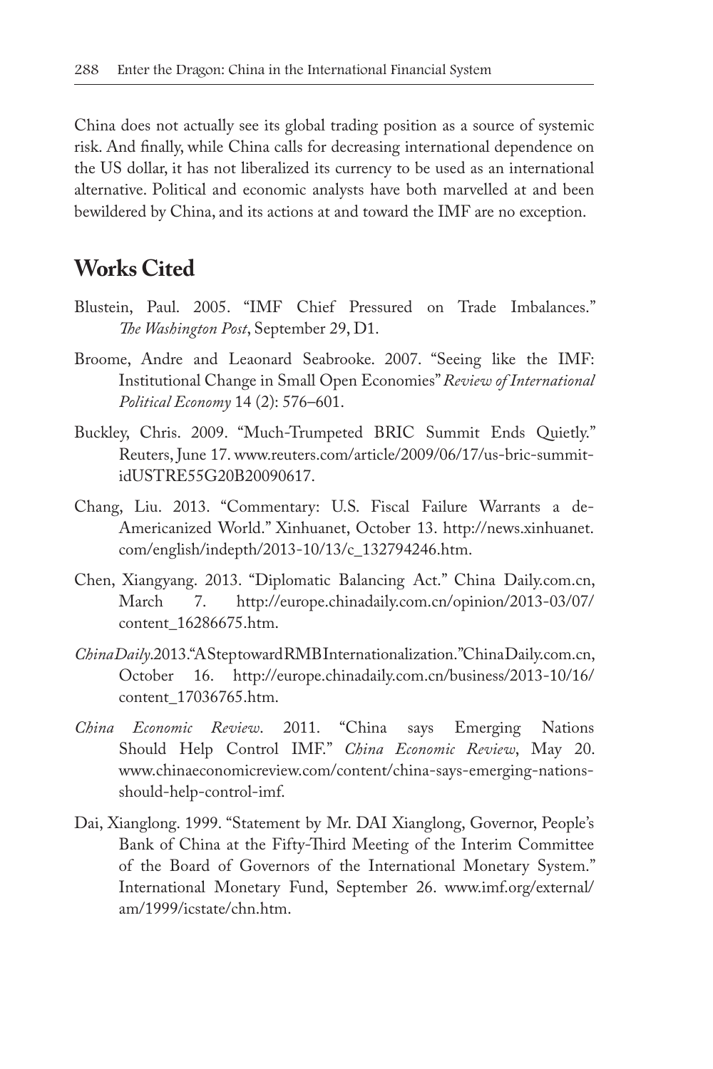China does not actually see its global trading position as a source of systemic risk. And finally, while China calls for decreasing international dependence on the US dollar, it has not liberalized its currency to be used as an international alternative. Political and economic analysts have both marvelled at and been bewildered by China, and its actions at and toward the IMF are no exception.

## Works Cited

Blustein, Paul. 2005. "IMF Chief Pressured on Trade Imbalances." *The Washington Post*, September 29, D1.

Broome, Andre and Leaonard Seabrooke. 2007. "Seeing like the IMF: Institutional Change in Small Open Economies" *Review of International Political Economy* 14 (2): 576–601.

Buckley, Chris. 2009. "Much-Trumpeted BRIC Summit Ends Quietly." Reuters, June 17. www.reuters.com/article/2009/06/17/us-bric-summit-idUSTRE55G20B20090617.

Chang, Liu. 2013. "Commentary: U.S. Fiscal Failure Warrants a de-Americanized World." Xinhuanet, October 13. http://news.xinhuanet.com/english/indepth/2013-10/13/c_132794246.htm.

Chen, Xiangyang. 2013. "Diplomatic Balancing Act." China Daily.com.cn, March 7. http://europe.chinadaily.com.cn/opinion/2013-03/07/content_16286675.htm.

*China Daily*. 2013. "A Step toward RMB Internationalization." China Daily.com.cn, October 16. http://europe.chinadaily.com.cn/business/2013-10/16/content_17036765.htm.

*China Economic Review*. 2011. "China says Emerging Nations Should Help Control IMF." *China Economic Review*, May 20. www.chinaeconomicreview.com/content/china-says-emerging-nations-should-help-control-imf.

Dai, Xianglong. 1999. "Statement by Mr. DAI Xianglong, Governor, People's Bank of China at the Fifty-Third Meeting of the Interim Committee of the Board of Governors of the International Monetary System." International Monetary Fund, September 26. www.imf.org/external/am/1999/icstate/chn.htm.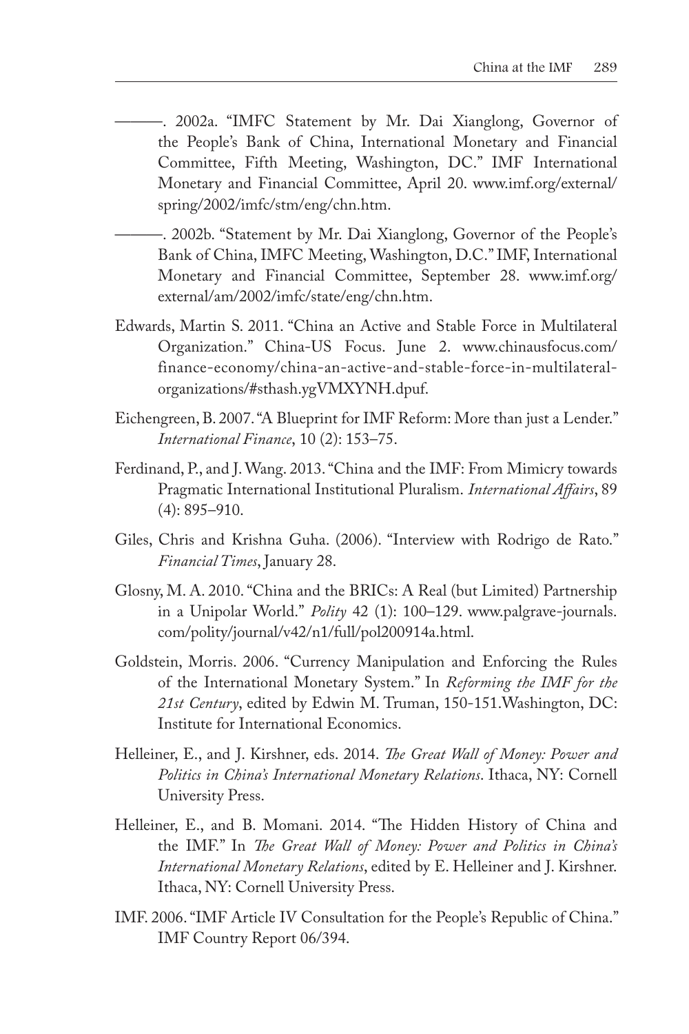———. 2002a. "IMFC Statement by Mr. Dai Xianglong, Governor of the People's Bank of China, International Monetary and Financial Committee, Fifth Meeting, Washington, DC." IMF International Monetary and Financial Committee, April 20. www.imf.org/external/spring/2002/imfc/stm/eng/chn.htm.

———. 2002b. "Statement by Mr. Dai Xianglong, Governor of the People's Bank of China, IMFC Meeting, Washington, D.C." IMF, International Monetary and Financial Committee, September 28. www.imf.org/external/am/2002/imfc/state/eng/chn.htm.

Edwards, Martin S. 2011. "China an Active and Stable Force in Multilateral Organization." China-US Focus. June 2. www.chinausfocus.com/finance-economy/china-an-active-and-stable-force-in-multilateral-organizations/#sthash.ygVMXYNH.dpuf.

Eichengreen, B. 2007. "A Blueprint for IMF Reform: More than just a Lender." *International Finance*, 10 (2): 153–75.

Ferdinand, P., and J. Wang. 2013. "China and the IMF: From Mimicry towards Pragmatic International Institutional Pluralism. *International Affairs*, 89 (4): 895–910.

Giles, Chris and Krishna Guha. (2006). "Interview with Rodrigo de Rato." *Financial Times*, January 28.

Glosny, M. A. 2010. "China and the BRICs: A Real (but Limited) Partnership in a Unipolar World." *Polity* 42 (1): 100–129. www.palgrave-journals.com/polity/journal/v42/n1/full/pol200914a.html.

Goldstein, Morris. 2006. "Currency Manipulation and Enforcing the Rules of the International Monetary System." In *Reforming the IMF for the 21st Century*, edited by Edwin M. Truman, 150-151.Washington, DC: Institute for International Economics.

Helleiner, E., and J. Kirshner, eds. 2014. *The Great Wall of Money: Power and Politics in China's International Monetary Relations*. Ithaca, NY: Cornell University Press.

Helleiner, E., and B. Momani. 2014. "The Hidden History of China and the IMF." In *The Great Wall of Money: Power and Politics in China's International Monetary Relations*, edited by E. Helleiner and J. Kirshner. Ithaca, NY: Cornell University Press.

IMF. 2006. "IMF Article IV Consultation for the People's Republic of China." IMF Country Report 06/394.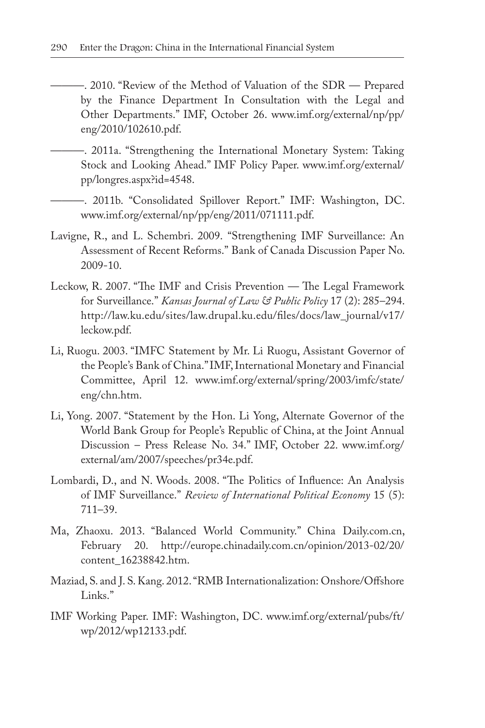———. 2010. "Review of the Method of Valuation of the SDR — Prepared by the Finance Department In Consultation with the Legal and Other Departments." IMF, October 26. www.imf.org/external/np/pp/eng/2010/102610.pdf.

———. 2011a. "Strengthening the International Monetary System: Taking Stock and Looking Ahead." IMF Policy Paper. www.imf.org/external/pp/longres.aspx?id=4548.

———. 2011b. "Consolidated Spillover Report." IMF: Washington, DC. www.imf.org/external/np/pp/eng/2011/071111.pdf.

Lavigne, R., and L. Schembri. 2009. "Strengthening IMF Surveillance: An Assessment of Recent Reforms." Bank of Canada Discussion Paper No. 2009-10.

Leckow, R. 2007. "The IMF and Crisis Prevention — The Legal Framework for Surveillance." *Kansas Journal of Law & Public Policy* 17 (2): 285–294. http://law.ku.edu/sites/law.drupal.ku.edu/files/docs/law_journal/v17/leckow.pdf.

Li, Ruogu. 2003. "IMFC Statement by Mr. Li Ruogu, Assistant Governor of the People's Bank of China." IMF, International Monetary and Financial Committee, April 12. www.imf.org/external/spring/2003/imfc/state/eng/chn.htm.

Li, Yong. 2007. "Statement by the Hon. Li Yong, Alternate Governor of the World Bank Group for People's Republic of China, at the Joint Annual Discussion – Press Release No. 34." IMF, October 22. www.imf.org/external/am/2007/speeches/pr34e.pdf.

Lombardi, D., and N. Woods. 2008. "The Politics of Influence: An Analysis of IMF Surveillance." *Review of International Political Economy* 15 (5): 711–39.

Ma, Zhaoxu. 2013. "Balanced World Community." China Daily.com.cn, February 20. http://europe.chinadaily.com.cn/opinion/2013-02/20/content_16238842.htm.

Maziad, S. and J. S. Kang. 2012. "RMB Internationalization: Onshore/Offshore Links."

IMF Working Paper. IMF: Washington, DC. www.imf.org/external/pubs/ft/wp/2012/wp12133.pdf.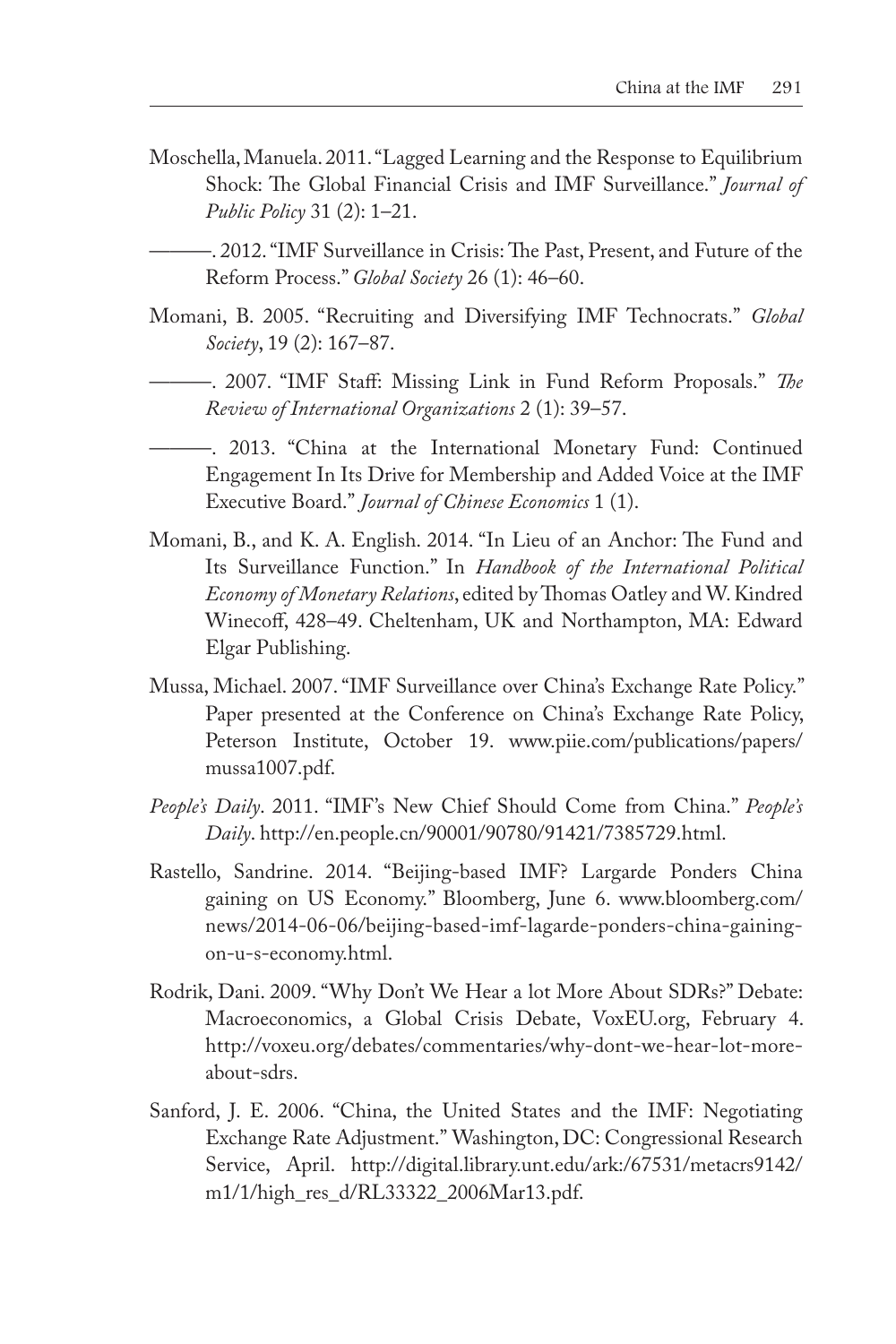Moschella, Manuela. 2011. "Lagged Learning and the Response to Equilibrium Shock: The Global Financial Crisis and IMF Surveillance." *Journal of Public Policy* 31 (2): 1–21.

———. 2012. "IMF Surveillance in Crisis: The Past, Present, and Future of the Reform Process." *Global Society* 26 (1): 46–60.

Momani, B. 2005. "Recruiting and Diversifying IMF Technocrats." *Global Society*, 19 (2): 167–87.

———. 2007. "IMF Staff: Missing Link in Fund Reform Proposals." *The Review of International Organizations* 2 (1): 39–57.

———. 2013. "China at the International Monetary Fund: Continued Engagement In Its Drive for Membership and Added Voice at the IMF Executive Board." *Journal of Chinese Economics* 1 (1).

Momani, B., and K. A. English. 2014. "In Lieu of an Anchor: The Fund and Its Surveillance Function." In *Handbook of the International Political Economy of Monetary Relations*, edited by Thomas Oatley and W. Kindred Winecoff, 428–49. Cheltenham, UK and Northampton, MA: Edward Elgar Publishing.

Mussa, Michael. 2007. "IMF Surveillance over China's Exchange Rate Policy." Paper presented at the Conference on China's Exchange Rate Policy, Peterson Institute, October 19. www.piie.com/publications/papers/mussa1007.pdf.

*People's Daily*. 2011. "IMF's New Chief Should Come from China." *People's Daily*. http://en.people.cn/90001/90780/91421/7385729.html.

Rastello, Sandrine. 2014. "Beijing-based IMF? Largarde Ponders China gaining on US Economy." Bloomberg, June 6. www.bloomberg.com/news/2014-06-06/beijing-based-imf-lagarde-ponders-china-gaining-on-u-s-economy.html.

Rodrik, Dani. 2009. "Why Don't We Hear a lot More About SDRs?" Debate: Macroeconomics, a Global Crisis Debate, VoxEU.org, February 4. http://voxeu.org/debates/commentaries/why-dont-we-hear-lot-more-about-sdrs.

Sanford, J. E. 2006. "China, the United States and the IMF: Negotiating Exchange Rate Adjustment." Washington, DC: Congressional Research Service, April. http://digital.library.unt.edu/ark:/67531/metacrs9142/m1/1/high_res_d/RL33322_2006Mar13.pdf.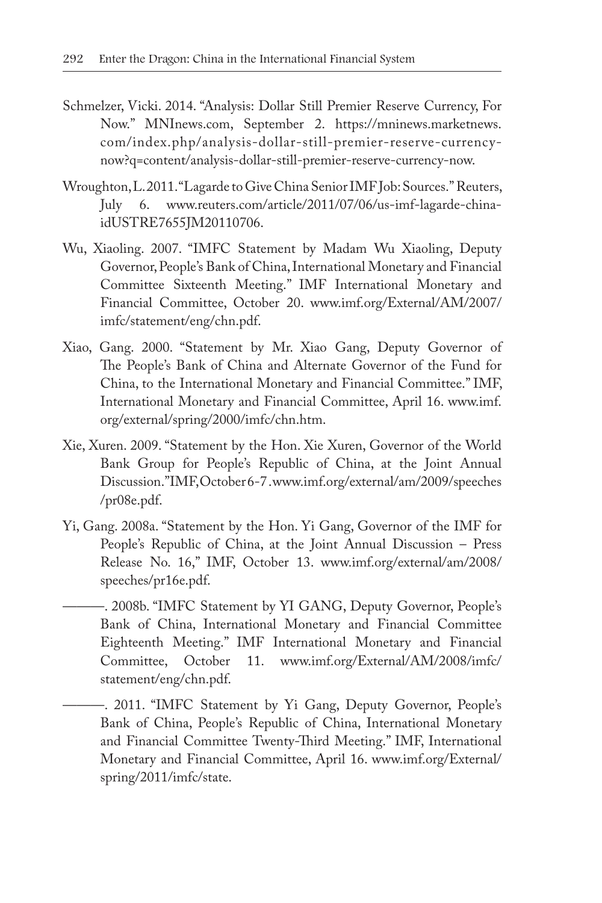Schmelzer, Vicki. 2014. "Analysis: Dollar Still Premier Reserve Currency, For Now." MNInews.com, September 2. https://mninews.marketnews.com/index.php/analysis-dollar-still-premier-reserve-currency-now?q=content/analysis-dollar-still-premier-reserve-currency-now.

Wroughton, L. 2011. "Lagarde to Give China Senior IMF Job: Sources." Reuters, July 6. www.reuters.com/article/2011/07/06/us-imf-lagarde-china-idUSTRE7655JM20110706.

Wu, Xiaoling. 2007. "IMFC Statement by Madam Wu Xiaoling, Deputy Governor, People's Bank of China, International Monetary and Financial Committee Sixteenth Meeting." IMF International Monetary and Financial Committee, October 20. www.imf.org/External/AM/2007/imfc/statement/eng/chn.pdf.

Xiao, Gang. 2000. "Statement by Mr. Xiao Gang, Deputy Governor of The People's Bank of China and Alternate Governor of the Fund for China, to the International Monetary and Financial Committee." IMF, International Monetary and Financial Committee, April 16. www.imf.org/external/spring/2000/imfc/chn.htm.

Xie, Xuren. 2009. "Statement by the Hon. Xie Xuren, Governor of the World Bank Group for People's Republic of China, at the Joint Annual Discussion." IMF, October 6-7. www.imf.org/external/am/2009/speeches/pr08e.pdf.

Yi, Gang. 2008a. "Statement by the Hon. Yi Gang, Governor of the IMF for People's Republic of China, at the Joint Annual Discussion – Press Release No. 16," IMF, October 13. www.imf.org/external/am/2008/speeches/pr16e.pdf.

———. 2008b. "IMFC Statement by YI GANG, Deputy Governor, People's Bank of China, International Monetary and Financial Committee Eighteenth Meeting." IMF International Monetary and Financial Committee, October 11. www.imf.org/External/AM/2008/imfc/statement/eng/chn.pdf.

———. 2011. "IMFC Statement by Yi Gang, Deputy Governor, People's Bank of China, People's Republic of China, International Monetary and Financial Committee Twenty-Third Meeting." IMF, International Monetary and Financial Committee, April 16. www.imf.org/External/spring/2011/imfc/state.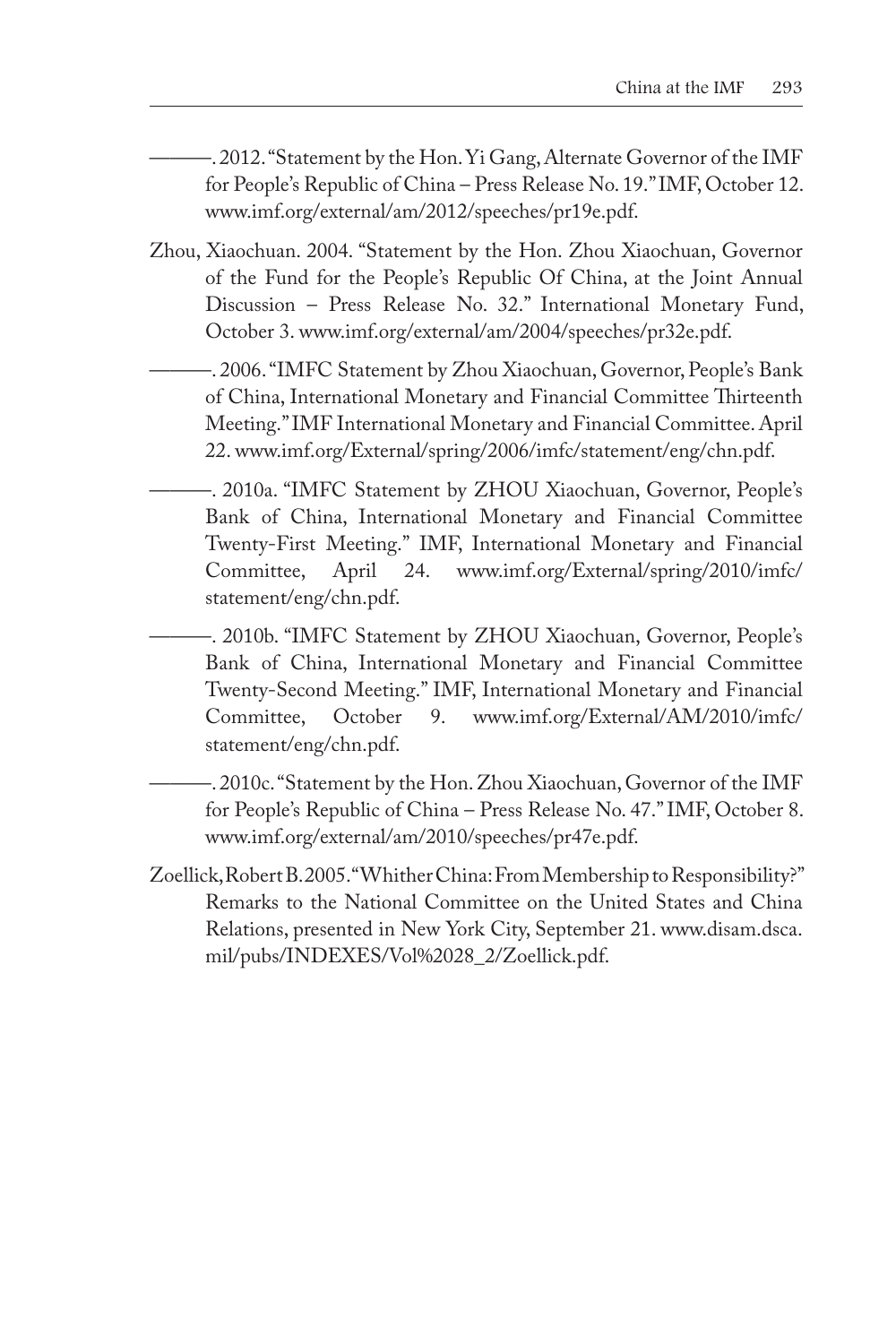———. 2012. "Statement by the Hon. Yi Gang, Alternate Governor of the IMF for People's Republic of China – Press Release No. 19." IMF, October 12. www.imf.org/external/am/2012/speeches/pr19e.pdf.

Zhou, Xiaochuan. 2004. "Statement by the Hon. Zhou Xiaochuan, Governor of the Fund for the People's Republic Of China, at the Joint Annual Discussion – Press Release No. 32." International Monetary Fund, October 3. www.imf.org/external/am/2004/speeches/pr32e.pdf.

———. 2006. "IMFC Statement by Zhou Xiaochuan, Governor, People's Bank of China, International Monetary and Financial Committee Thirteenth Meeting." IMF International Monetary and Financial Committee. April 22. www.imf.org/External/spring/2006/imfc/statement/eng/chn.pdf.

———. 2010a. "IMFC Statement by ZHOU Xiaochuan, Governor, People's Bank of China, International Monetary and Financial Committee Twenty-First Meeting." IMF, International Monetary and Financial Committee, April 24. www.imf.org/External/spring/2010/imfc/statement/eng/chn.pdf.

———. 2010b. "IMFC Statement by ZHOU Xiaochuan, Governor, People's Bank of China, International Monetary and Financial Committee Twenty-Second Meeting." IMF, International Monetary and Financial Committee, October 9. www.imf.org/External/AM/2010/imfc/statement/eng/chn.pdf.

———. 2010c. "Statement by the Hon. Zhou Xiaochuan, Governor of the IMF for People's Republic of China – Press Release No. 47." IMF, October 8. www.imf.org/external/am/2010/speeches/pr47e.pdf.

Zoellick, Robert B. 2005. "Whither China: From Membership to Responsibility?" Remarks to the National Committee on the United States and China Relations, presented in New York City, September 21. www.disam.dsca.mil/pubs/INDEXES/Vol%2028_2/Zoellick.pdf.